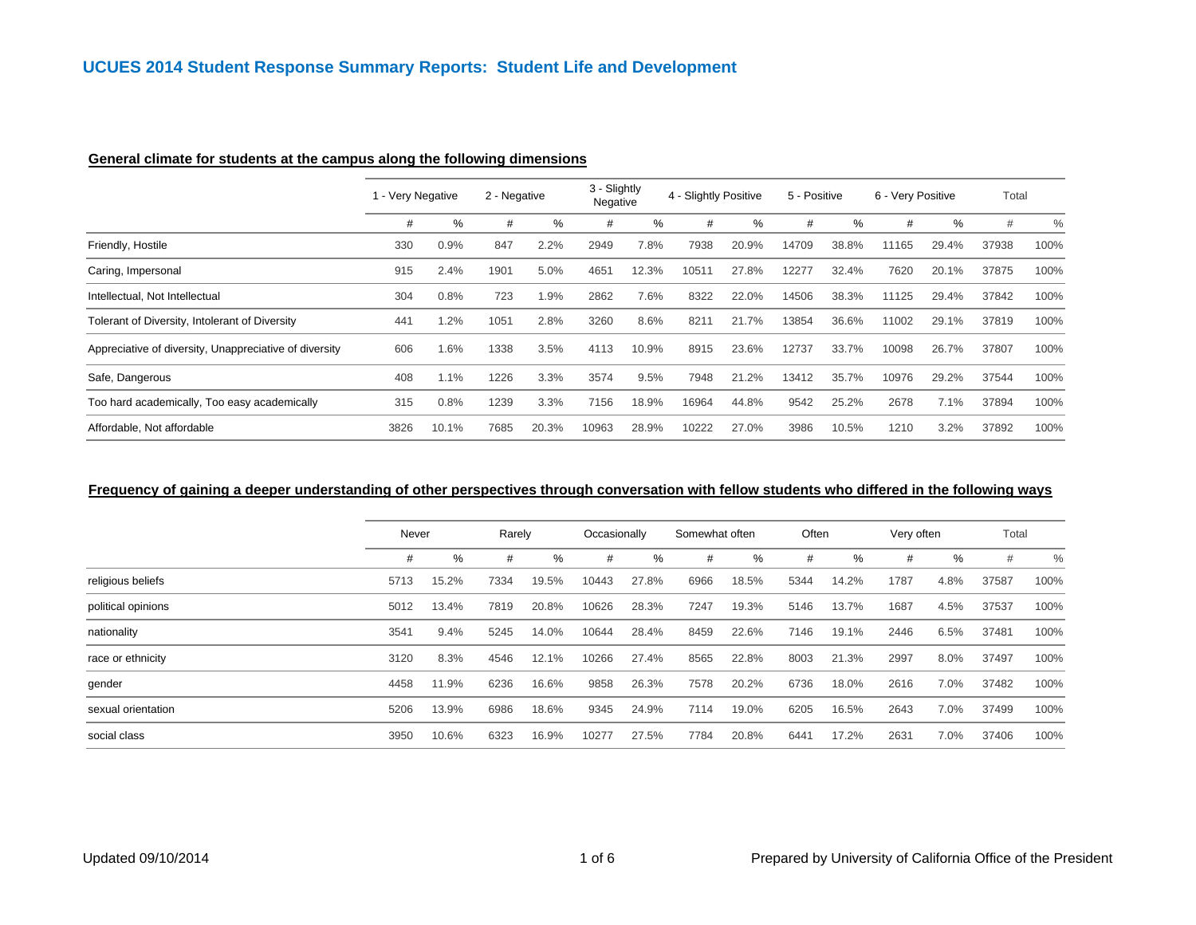# UCUES 2014 Student Response Summary Reports: Student Life and Development

## General climate for students at the campus along the following dimensions

| | 1 - Very Negative | | 2 - Negative | | 3 - Slightly Negative | | 4 - Slightly Positive | | 5 - Positive | | 6 - Very Positive | | Total | |
|---|---|---|---|---|---|---|---|---|---|---|---|---|---|---|
| | # | % | # | % | # | % | # | % | # | % | # | % | # | % |
| Friendly, Hostile | 330 | 0.9% | 847 | 2.2% | 2949 | 7.8% | 7938 | 20.9% | 14709 | 38.8% | 11165 | 29.4% | 37938 | 100% |
| Caring, Impersonal | 915 | 2.4% | 1901 | 5.0% | 4651 | 12.3% | 10511 | 27.8% | 12277 | 32.4% | 7620 | 20.1% | 37875 | 100% |
| Intellectual, Not Intellectual | 304 | 0.8% | 723 | 1.9% | 2862 | 7.6% | 8322 | 22.0% | 14506 | 38.3% | 11125 | 29.4% | 37842 | 100% |
| Tolerant of Diversity, Intolerant of Diversity | 441 | 1.2% | 1051 | 2.8% | 3260 | 8.6% | 8211 | 21.7% | 13854 | 36.6% | 11002 | 29.1% | 37819 | 100% |
| Appreciative of diversity, Unappreciative of diversity | 606 | 1.6% | 1338 | 3.5% | 4113 | 10.9% | 8915 | 23.6% | 12737 | 33.7% | 10098 | 26.7% | 37807 | 100% |
| Safe, Dangerous | 408 | 1.1% | 1226 | 3.3% | 3574 | 9.5% | 7948 | 21.2% | 13412 | 35.7% | 10976 | 29.2% | 37544 | 100% |
| Too hard academically, Too easy academically | 315 | 0.8% | 1239 | 3.3% | 7156 | 18.9% | 16964 | 44.8% | 9542 | 25.2% | 2678 | 7.1% | 37894 | 100% |
| Affordable, Not affordable | 3826 | 10.1% | 7685 | 20.3% | 10963 | 28.9% | 10222 | 27.0% | 3986 | 10.5% | 1210 | 3.2% | 37892 | 100% |

## Frequency of gaining a deeper understanding of other perspectives through conversation with fellow students who differed in the following ways

| | Never | | Rarely | | Occasionally | | Somewhat often | | Often | | Very often | | Total | |
|---|---|---|---|---|---|---|---|---|---|---|---|---|---|---|
| | # | % | # | % | # | % | # | % | # | % | # | % | # | % |
| religious beliefs | 5713 | 15.2% | 7334 | 19.5% | 10443 | 27.8% | 6966 | 18.5% | 5344 | 14.2% | 1787 | 4.8% | 37587 | 100% |
| political opinions | 5012 | 13.4% | 7819 | 20.8% | 10626 | 28.3% | 7247 | 19.3% | 5146 | 13.7% | 1687 | 4.5% | 37537 | 100% |
| nationality | 3541 | 9.4% | 5245 | 14.0% | 10644 | 28.4% | 8459 | 22.6% | 7146 | 19.1% | 2446 | 6.5% | 37481 | 100% |
| race or ethnicity | 3120 | 8.3% | 4546 | 12.1% | 10266 | 27.4% | 8565 | 22.8% | 8003 | 21.3% | 2997 | 8.0% | 37497 | 100% |
| gender | 4458 | 11.9% | 6236 | 16.6% | 9858 | 26.3% | 7578 | 20.2% | 6736 | 18.0% | 2616 | 7.0% | 37482 | 100% |
| sexual orientation | 5206 | 13.9% | 6986 | 18.6% | 9345 | 24.9% | 7114 | 19.0% | 6205 | 16.5% | 2643 | 7.0% | 37499 | 100% |
| social class | 3950 | 10.6% | 6323 | 16.9% | 10277 | 27.5% | 7784 | 20.8% | 6441 | 17.2% | 2631 | 7.0% | 37406 | 100% |

Updated 09/10/2014

Prepared by University of California Office of the President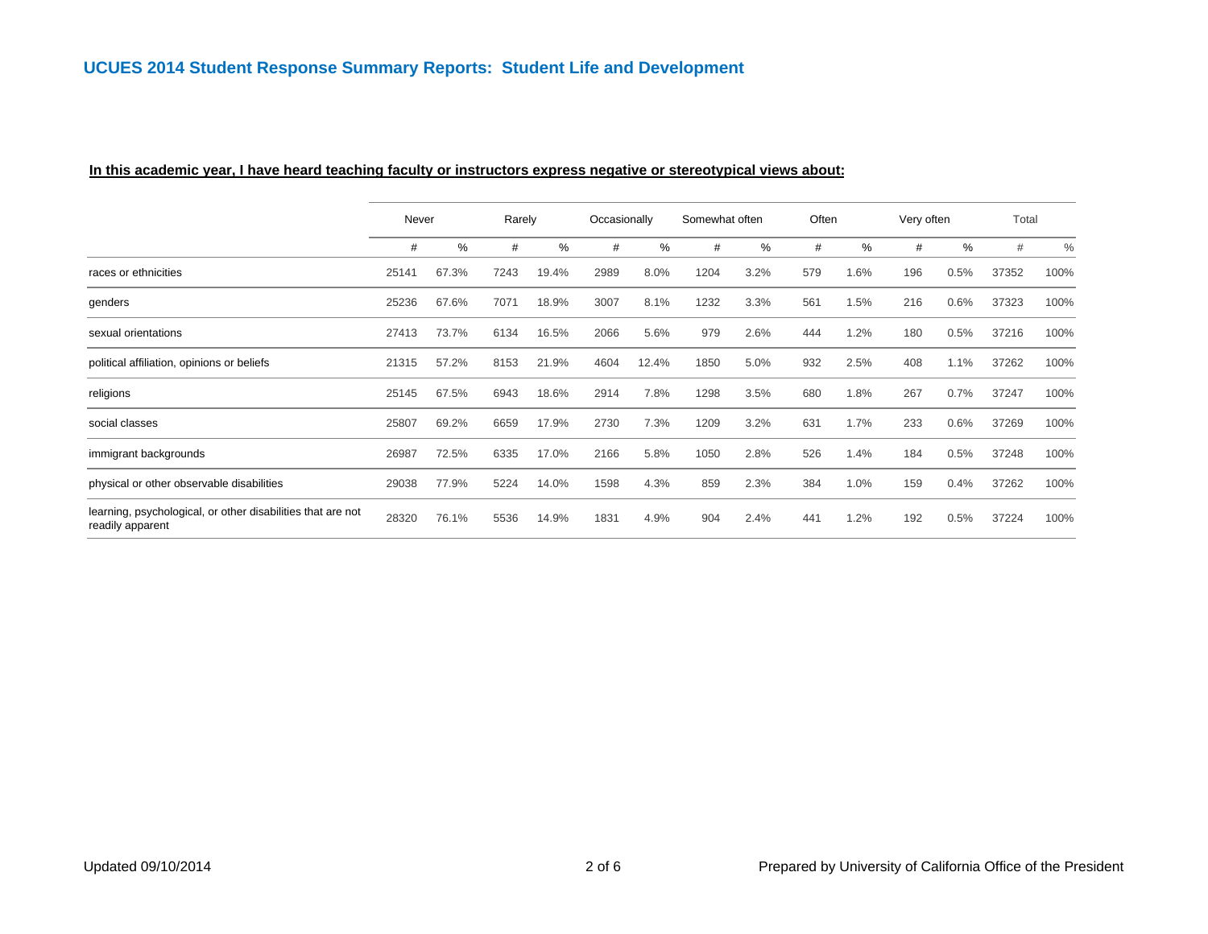# UCUES 2014 Student Response Summary Reports: Student Life and Development

**In this academic year, I have heard teaching faculty or instructors express negative or stereotypical views about:**

| | Never | | Rarely | | Occasionally | | Somewhat often | | Often | | Very often | | Total | |
|---|---|---|---|---|---|---|---|---|---|---|---|---|---|---|
| | # | % | # | % | # | % | # | % | # | % | # | % | # | % |
| races or ethnicities | 25141 | 67.3% | 7243 | 19.4% | 2989 | 8.0% | 1204 | 3.2% | 579 | 1.6% | 196 | 0.5% | 37352 | 100% |
| genders | 25236 | 67.6% | 7071 | 18.9% | 3007 | 8.1% | 1232 | 3.3% | 561 | 1.5% | 216 | 0.6% | 37323 | 100% |
| sexual orientations | 27413 | 73.7% | 6134 | 16.5% | 2066 | 5.6% | 979 | 2.6% | 444 | 1.2% | 180 | 0.5% | 37216 | 100% |
| political affiliation, opinions or beliefs | 21315 | 57.2% | 8153 | 21.9% | 4604 | 12.4% | 1850 | 5.0% | 932 | 2.5% | 408 | 1.1% | 37262 | 100% |
| religions | 25145 | 67.5% | 6943 | 18.6% | 2914 | 7.8% | 1298 | 3.5% | 680 | 1.8% | 267 | 0.7% | 37247 | 100% |
| social classes | 25807 | 69.2% | 6659 | 17.9% | 2730 | 7.3% | 1209 | 3.2% | 631 | 1.7% | 233 | 0.6% | 37269 | 100% |
| immigrant backgrounds | 26987 | 72.5% | 6335 | 17.0% | 2166 | 5.8% | 1050 | 2.8% | 526 | 1.4% | 184 | 0.5% | 37248 | 100% |
| physical or other observable disabilities | 29038 | 77.9% | 5224 | 14.0% | 1598 | 4.3% | 859 | 2.3% | 384 | 1.0% | 159 | 0.4% | 37262 | 100% |
| learning, psychological, or other disabilities that are not readily apparent | 28320 | 76.1% | 5536 | 14.9% | 1831 | 4.9% | 904 | 2.4% | 441 | 1.2% | 192 | 0.5% | 37224 | 100% |

Updated 09/10/2014

Prepared by University of California Office of the President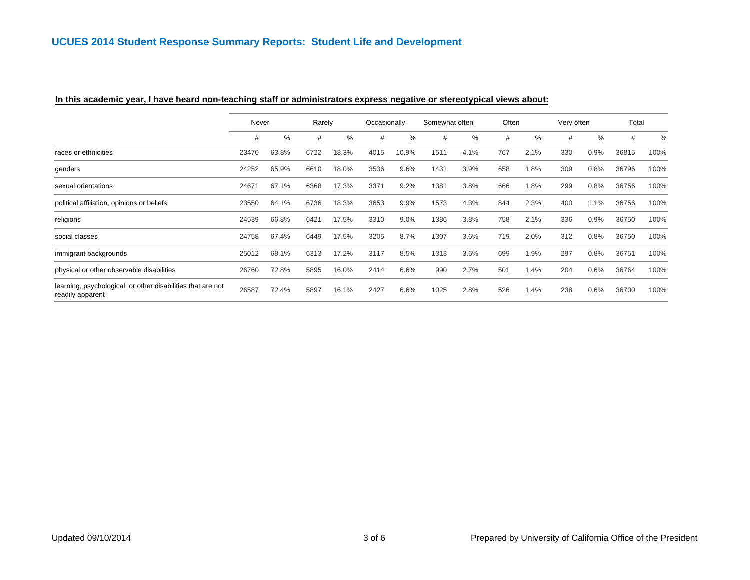## UCUES 2014 Student Response Summary Reports: Student Life and Development

**In this academic year, I have heard non-teaching staff or administrators express negative or stereotypical views about:**

| | Never | | Rarely | | Occasionally | | Somewhat often | | Often | | Very often | | Total | |
|---|---|---|---|---|---|---|---|---|---|---|---|---|---|---|
| | # | % | # | % | # | % | # | % | # | % | # | % | # | % |
| races or ethnicities | 23470 | 63.8% | 6722 | 18.3% | 4015 | 10.9% | 1511 | 4.1% | 767 | 2.1% | 330 | 0.9% | 36815 | 100% |
| genders | 24252 | 65.9% | 6610 | 18.0% | 3536 | 9.6% | 1431 | 3.9% | 658 | 1.8% | 309 | 0.8% | 36796 | 100% |
| sexual orientations | 24671 | 67.1% | 6368 | 17.3% | 3371 | 9.2% | 1381 | 3.8% | 666 | 1.8% | 299 | 0.8% | 36756 | 100% |
| political affiliation, opinions or beliefs | 23550 | 64.1% | 6736 | 18.3% | 3653 | 9.9% | 1573 | 4.3% | 844 | 2.3% | 400 | 1.1% | 36756 | 100% |
| religions | 24539 | 66.8% | 6421 | 17.5% | 3310 | 9.0% | 1386 | 3.8% | 758 | 2.1% | 336 | 0.9% | 36750 | 100% |
| social classes | 24758 | 67.4% | 6449 | 17.5% | 3205 | 8.7% | 1307 | 3.6% | 719 | 2.0% | 312 | 0.8% | 36750 | 100% |
| immigrant backgrounds | 25012 | 68.1% | 6313 | 17.2% | 3117 | 8.5% | 1313 | 3.6% | 699 | 1.9% | 297 | 0.8% | 36751 | 100% |
| physical or other observable disabilities | 26760 | 72.8% | 5895 | 16.0% | 2414 | 6.6% | 990 | 2.7% | 501 | 1.4% | 204 | 0.6% | 36764 | 100% |
| learning, psychological, or other disabilities that are not readily apparent | 26587 | 72.4% | 5897 | 16.1% | 2427 | 6.6% | 1025 | 2.8% | 526 | 1.4% | 238 | 0.6% | 36700 | 100% |

Updated 09/10/2014

Prepared by University of California Office of the President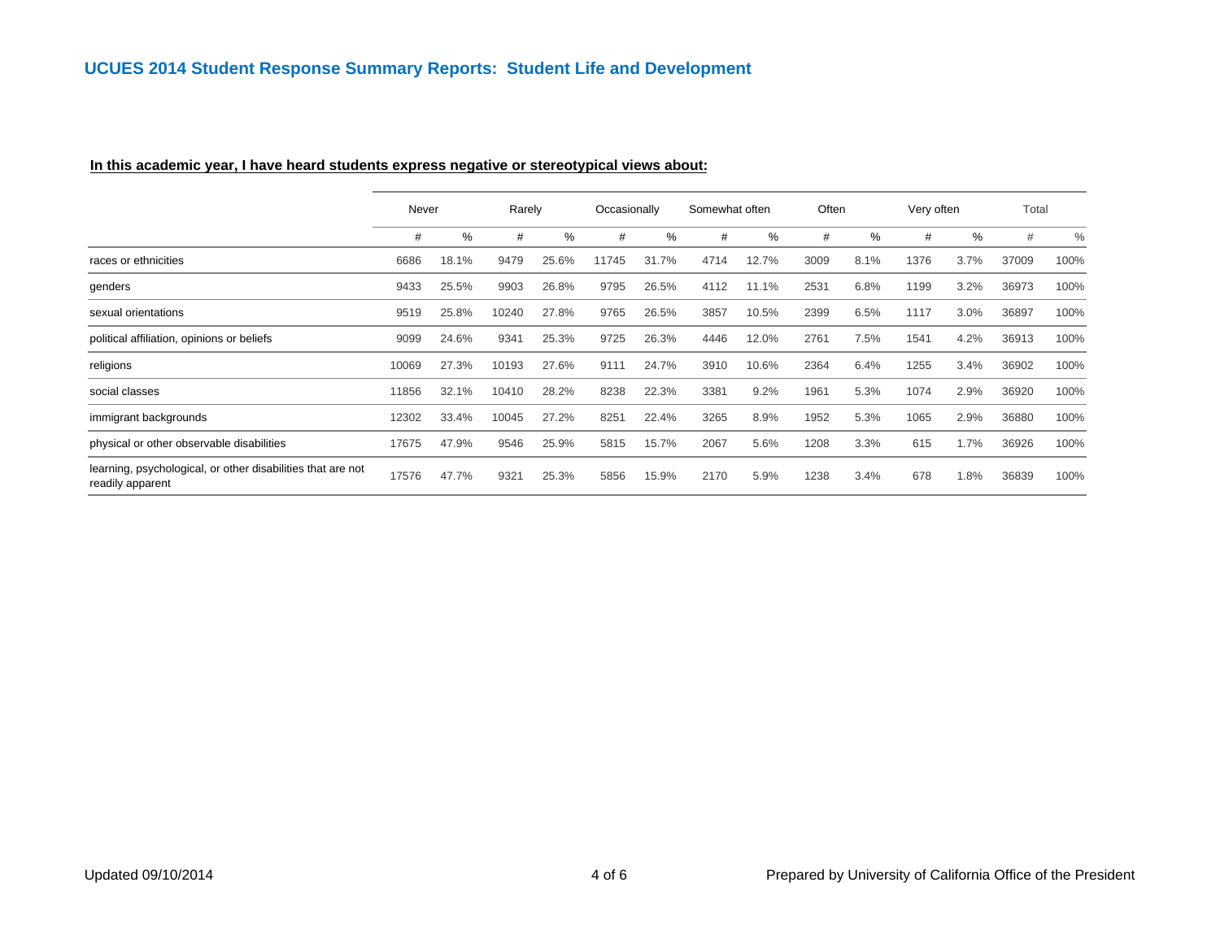# UCUES 2014 Student Response Summary Reports: Student Life and Development

**In this academic year, I have heard students express negative or stereotypical views about:**

| | Never | | Rarely | | Occasionally | | Somewhat often | | Often | | Very often | | Total | |
|---|---|---|---|---|---|---|---|---|---|---|---|---|---|---|
| | # | % | # | % | # | % | # | % | # | % | # | % | # | % |
| races or ethnicities | 6686 | 18.1% | 9479 | 25.6% | 11745 | 31.7% | 4714 | 12.7% | 3009 | 8.1% | 1376 | 3.7% | 37009 | 100% |
| genders | 9433 | 25.5% | 9903 | 26.8% | 9795 | 26.5% | 4112 | 11.1% | 2531 | 6.8% | 1199 | 3.2% | 36973 | 100% |
| sexual orientations | 9519 | 25.8% | 10240 | 27.8% | 9765 | 26.5% | 3857 | 10.5% | 2399 | 6.5% | 1117 | 3.0% | 36897 | 100% |
| political affiliation, opinions or beliefs | 9099 | 24.6% | 9341 | 25.3% | 9725 | 26.3% | 4446 | 12.0% | 2761 | 7.5% | 1541 | 4.2% | 36913 | 100% |
| religions | 10069 | 27.3% | 10193 | 27.6% | 9111 | 24.7% | 3910 | 10.6% | 2364 | 6.4% | 1255 | 3.4% | 36902 | 100% |
| social classes | 11856 | 32.1% | 10410 | 28.2% | 8238 | 22.3% | 3381 | 9.2% | 1961 | 5.3% | 1074 | 2.9% | 36920 | 100% |
| immigrant backgrounds | 12302 | 33.4% | 10045 | 27.2% | 8251 | 22.4% | 3265 | 8.9% | 1952 | 5.3% | 1065 | 2.9% | 36880 | 100% |
| physical or other observable disabilities | 17675 | 47.9% | 9546 | 25.9% | 5815 | 15.7% | 2067 | 5.6% | 1208 | 3.3% | 615 | 1.7% | 36926 | 100% |
| learning, psychological, or other disabilities that are not readily apparent | 17576 | 47.7% | 9321 | 25.3% | 5856 | 15.9% | 2170 | 5.9% | 1238 | 3.4% | 678 | 1.8% | 36839 | 100% |

Updated 09/10/2014

Prepared by University of California Office of the President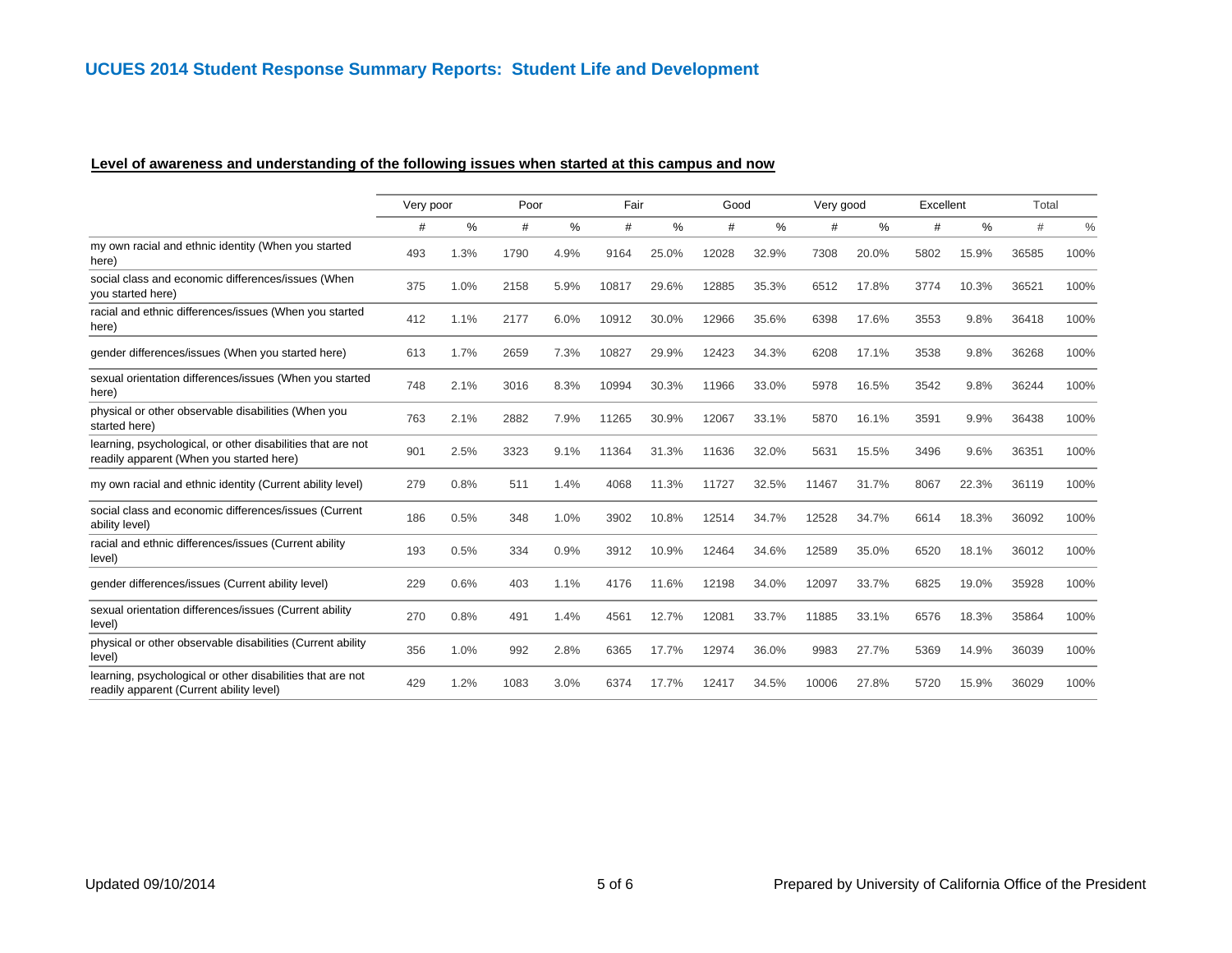# UCUES 2014 Student Response Summary Reports: Student Life and Development

## Level of awareness and understanding of the following issues when started at this campus and now

| | Very poor | | Poor | | Fair | | Good | | Very good | | Excellent | | Total | |
|---|---|---|---|---|---|---|---|---|---|---|---|---|---|---|
| | # | % | # | % | # | % | # | % | # | % | # | % | # | % |
| my own racial and ethnic identity (When you started here) | 493 | 1.3% | 1790 | 4.9% | 9164 | 25.0% | 12028 | 32.9% | 7308 | 20.0% | 5802 | 15.9% | 36585 | 100% |
| social class and economic differences/issues (When you started here) | 375 | 1.0% | 2158 | 5.9% | 10817 | 29.6% | 12885 | 35.3% | 6512 | 17.8% | 3774 | 10.3% | 36521 | 100% |
| racial and ethnic differences/issues (When you started here) | 412 | 1.1% | 2177 | 6.0% | 10912 | 30.0% | 12966 | 35.6% | 6398 | 17.6% | 3553 | 9.8% | 36418 | 100% |
| gender differences/issues (When you started here) | 613 | 1.7% | 2659 | 7.3% | 10827 | 29.9% | 12423 | 34.3% | 6208 | 17.1% | 3538 | 9.8% | 36268 | 100% |
| sexual orientation differences/issues (When you started here) | 748 | 2.1% | 3016 | 8.3% | 10994 | 30.3% | 11966 | 33.0% | 5978 | 16.5% | 3542 | 9.8% | 36244 | 100% |
| physical or other observable disabilities (When you started here) | 763 | 2.1% | 2882 | 7.9% | 11265 | 30.9% | 12067 | 33.1% | 5870 | 16.1% | 3591 | 9.9% | 36438 | 100% |
| learning, psychological, or other disabilities that are not readily apparent (When you started here) | 901 | 2.5% | 3323 | 9.1% | 11364 | 31.3% | 11636 | 32.0% | 5631 | 15.5% | 3496 | 9.6% | 36351 | 100% |
| my own racial and ethnic identity (Current ability level) | 279 | 0.8% | 511 | 1.4% | 4068 | 11.3% | 11727 | 32.5% | 11467 | 31.7% | 8067 | 22.3% | 36119 | 100% |
| social class and economic differences/issues (Current ability level) | 186 | 0.5% | 348 | 1.0% | 3902 | 10.8% | 12514 | 34.7% | 12528 | 34.7% | 6614 | 18.3% | 36092 | 100% |
| racial and ethnic differences/issues (Current ability level) | 193 | 0.5% | 334 | 0.9% | 3912 | 10.9% | 12464 | 34.6% | 12589 | 35.0% | 6520 | 18.1% | 36012 | 100% |
| gender differences/issues (Current ability level) | 229 | 0.6% | 403 | 1.1% | 4176 | 11.6% | 12198 | 34.0% | 12097 | 33.7% | 6825 | 19.0% | 35928 | 100% |
| sexual orientation differences/issues (Current ability level) | 270 | 0.8% | 491 | 1.4% | 4561 | 12.7% | 12081 | 33.7% | 11885 | 33.1% | 6576 | 18.3% | 35864 | 100% |
| physical or other observable disabilities (Current ability level) | 356 | 1.0% | 992 | 2.8% | 6365 | 17.7% | 12974 | 36.0% | 9983 | 27.7% | 5369 | 14.9% | 36039 | 100% |
| learning, psychological or other disabilities that are not readily apparent (Current ability level) | 429 | 1.2% | 1083 | 3.0% | 6374 | 17.7% | 12417 | 34.5% | 10006 | 27.8% | 5720 | 15.9% | 36029 | 100% |

Updated 09/10/2014

Prepared by University of California Office of the President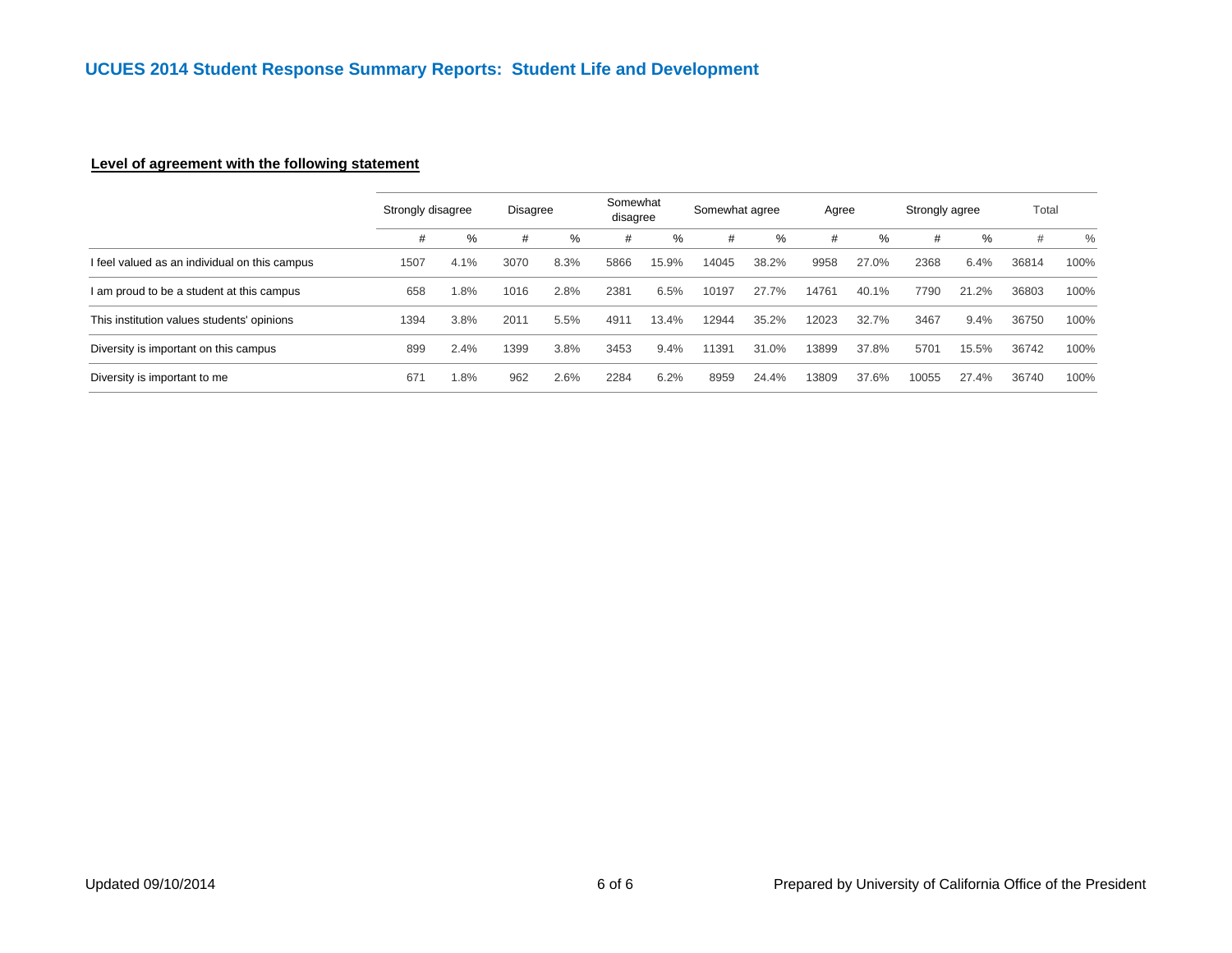## UCUES 2014 Student Response Summary Reports: Student Life and Development

**Level of agreement with the following statement**

| | Strongly disagree | | Disagree | | Somewhat disagree | | Somewhat agree | | Agree | | Strongly agree | | Total | |
|---|---|---|---|---|---|---|---|---|---|---|---|---|---|---|
| | # | % | # | % | # | % | # | % | # | % | # | % | # | % |
| I feel valued as an individual on this campus | 1507 | 4.1% | 3070 | 8.3% | 5866 | 15.9% | 14045 | 38.2% | 9958 | 27.0% | 2368 | 6.4% | 36814 | 100% |
| I am proud to be a student at this campus | 658 | 1.8% | 1016 | 2.8% | 2381 | 6.5% | 10197 | 27.7% | 14761 | 40.1% | 7790 | 21.2% | 36803 | 100% |
| This institution values students' opinions | 1394 | 3.8% | 2011 | 5.5% | 4911 | 13.4% | 12944 | 35.2% | 12023 | 32.7% | 3467 | 9.4% | 36750 | 100% |
| Diversity is important on this campus | 899 | 2.4% | 1399 | 3.8% | 3453 | 9.4% | 11391 | 31.0% | 13899 | 37.8% | 5701 | 15.5% | 36742 | 100% |
| Diversity is important to me | 671 | 1.8% | 962 | 2.6% | 2284 | 6.2% | 8959 | 24.4% | 13809 | 37.6% | 10055 | 27.4% | 36740 | 100% |

Updated 09/10/2014

Prepared by University of California Office of the President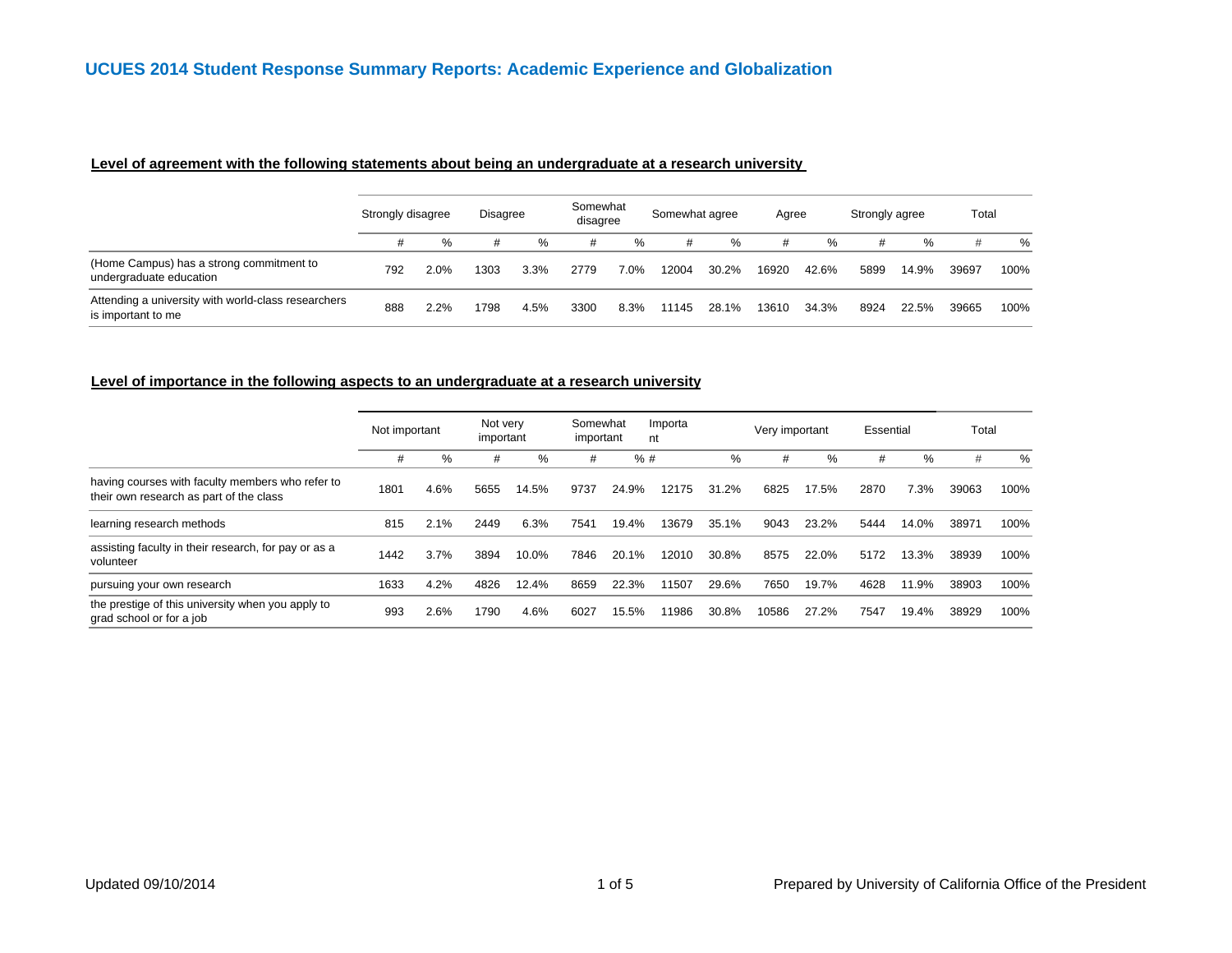# UCUES 2014 Student Response Summary Reports: Academic Experience and Globalization

## Level of agreement with the following statements about being an undergraduate at a research university

| | Strongly disagree | | Disagree | | Somewhat disagree | | Somewhat agree | | Agree | | Strongly agree | | Total | |
|---|---|---|---|---|---|---|---|---|---|---|---|---|---|---|
| | # | % | # | % | # | % | # | % | # | % | # | % | # | % |
| (Home Campus) has a strong commitment to undergraduate education | 792 | 2.0% | 1303 | 3.3% | 2779 | 7.0% | 12004 | 30.2% | 16920 | 42.6% | 5899 | 14.9% | 39697 | 100% |
| Attending a university with world-class researchers is important to me | 888 | 2.2% | 1798 | 4.5% | 3300 | 8.3% | 11145 | 28.1% | 13610 | 34.3% | 8924 | 22.5% | 39665 | 100% |

## Level of importance in the following aspects to an undergraduate at a research university

| | Not important | | Not very important | | Somewhat important | | Important | | Very important | | Essential | | Total | |
|---|---|---|---|---|---|---|---|---|---|---|---|---|---|---|
| | # | % | # | % | # | % | # | % | # | % | # | % | # | % |
| having courses with faculty members who refer to their own research as part of the class | 1801 | 4.6% | 5655 | 14.5% | 9737 | 24.9% | 12175 | 31.2% | 6825 | 17.5% | 2870 | 7.3% | 39063 | 100% |
| learning research methods | 815 | 2.1% | 2449 | 6.3% | 7541 | 19.4% | 13679 | 35.1% | 9043 | 23.2% | 5444 | 14.0% | 38971 | 100% |
| assisting faculty in their research, for pay or as a volunteer | 1442 | 3.7% | 3894 | 10.0% | 7846 | 20.1% | 12010 | 30.8% | 8575 | 22.0% | 5172 | 13.3% | 38939 | 100% |
| pursuing your own research | 1633 | 4.2% | 4826 | 12.4% | 8659 | 22.3% | 11507 | 29.6% | 7650 | 19.7% | 4628 | 11.9% | 38903 | 100% |
| the prestige of this university when you apply to grad school or for a job | 993 | 2.6% | 1790 | 4.6% | 6027 | 15.5% | 11986 | 30.8% | 10586 | 27.2% | 7547 | 19.4% | 38929 | 100% |

Updated 09/10/2014

Prepared by University of California Office of the President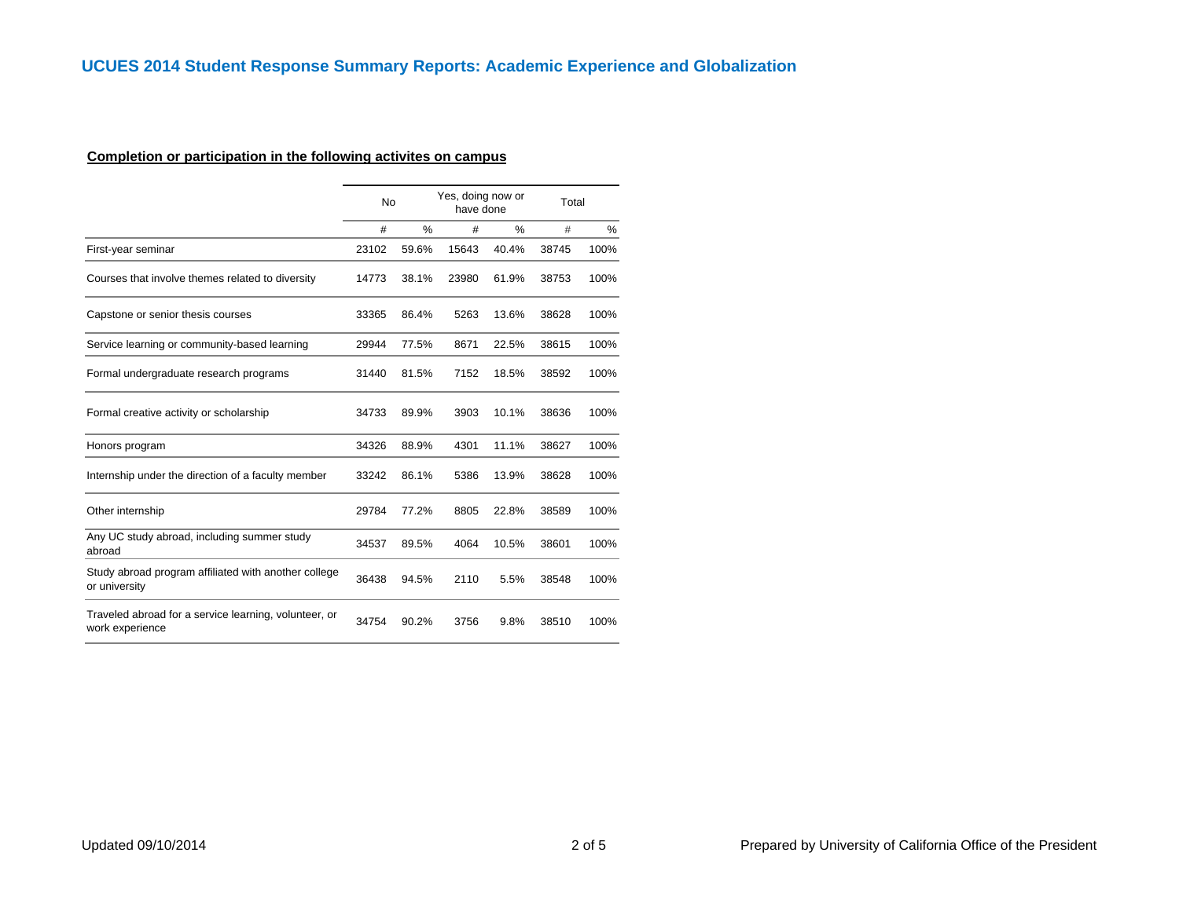# UCUES 2014 Student Response Summary Reports: Academic Experience and Globalization

## Completion or participation in the following activites on campus

| | No | | Yes, doing now or have done | | Total | |
|---|---|---|---|---|---|---|
| | # | % | # | % | # | % |
| First-year seminar | 23102 | 59.6% | 15643 | 40.4% | 38745 | 100% |
| Courses that involve themes related to diversity | 14773 | 38.1% | 23980 | 61.9% | 38753 | 100% |
| Capstone or senior thesis courses | 33365 | 86.4% | 5263 | 13.6% | 38628 | 100% |
| Service learning or community-based learning | 29944 | 77.5% | 8671 | 22.5% | 38615 | 100% |
| Formal undergraduate research programs | 31440 | 81.5% | 7152 | 18.5% | 38592 | 100% |
| Formal creative activity or scholarship | 34733 | 89.9% | 3903 | 10.1% | 38636 | 100% |
| Honors program | 34326 | 88.9% | 4301 | 11.1% | 38627 | 100% |
| Internship under the direction of a faculty member | 33242 | 86.1% | 5386 | 13.9% | 38628 | 100% |
| Other internship | 29784 | 77.2% | 8805 | 22.8% | 38589 | 100% |
| Any UC study abroad, including summer study abroad | 34537 | 89.5% | 4064 | 10.5% | 38601 | 100% |
| Study abroad program affiliated with another college or university | 36438 | 94.5% | 2110 | 5.5% | 38548 | 100% |
| Traveled abroad for a service learning, volunteer, or work experience | 34754 | 90.2% | 3756 | 9.8% | 38510 | 100% |

Updated 09/10/2014

Prepared by University of California Office of the President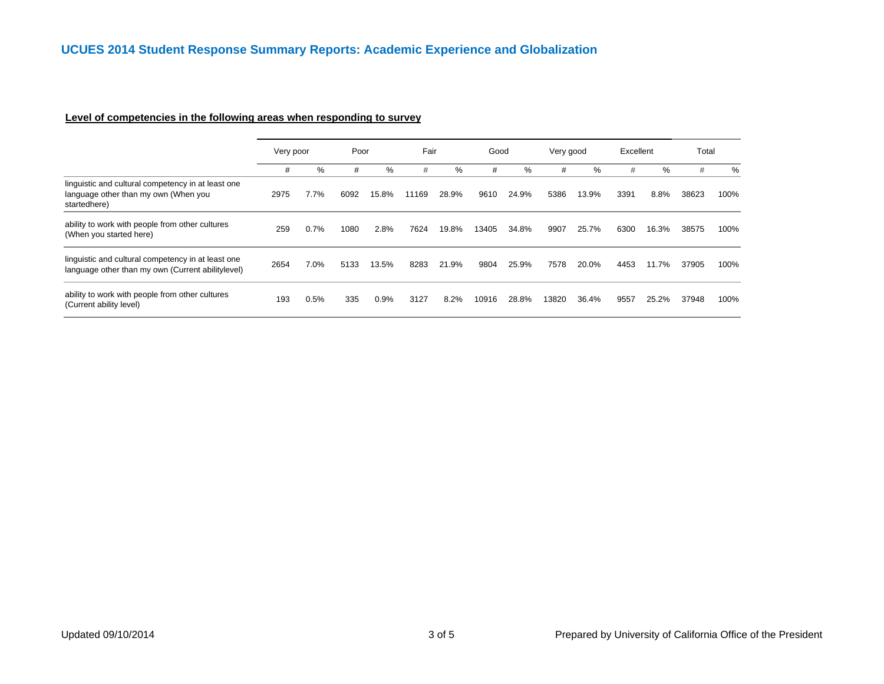## UCUES 2014 Student Response Summary Reports: Academic Experience and Globalization

### Level of competencies in the following areas when responding to survey

| | Very poor | | Poor | | Fair | | Good | | Very good | | Excellent | | Total | |
|---|---|---|---|---|---|---|---|---|---|---|---|---|---|---|
| | # | % | # | % | # | % | # | % | # | % | # | % | # | % |
| linguistic and cultural competency in at least one language other than my own (When you startedhere) | 2975 | 7.7% | 6092 | 15.8% | 11169 | 28.9% | 9610 | 24.9% | 5386 | 13.9% | 3391 | 8.8% | 38623 | 100% |
| ability to work with people from other cultures (When you started here) | 259 | 0.7% | 1080 | 2.8% | 7624 | 19.8% | 13405 | 34.8% | 9907 | 25.7% | 6300 | 16.3% | 38575 | 100% |
| linguistic and cultural competency in at least one language other than my own (Current abilitylevel) | 2654 | 7.0% | 5133 | 13.5% | 8283 | 21.9% | 9804 | 25.9% | 7578 | 20.0% | 4453 | 11.7% | 37905 | 100% |
| ability to work with people from other cultures (Current ability level) | 193 | 0.5% | 335 | 0.9% | 3127 | 8.2% | 10916 | 28.8% | 13820 | 36.4% | 9557 | 25.2% | 37948 | 100% |

Updated 09/10/2014

Prepared by University of California Office of the President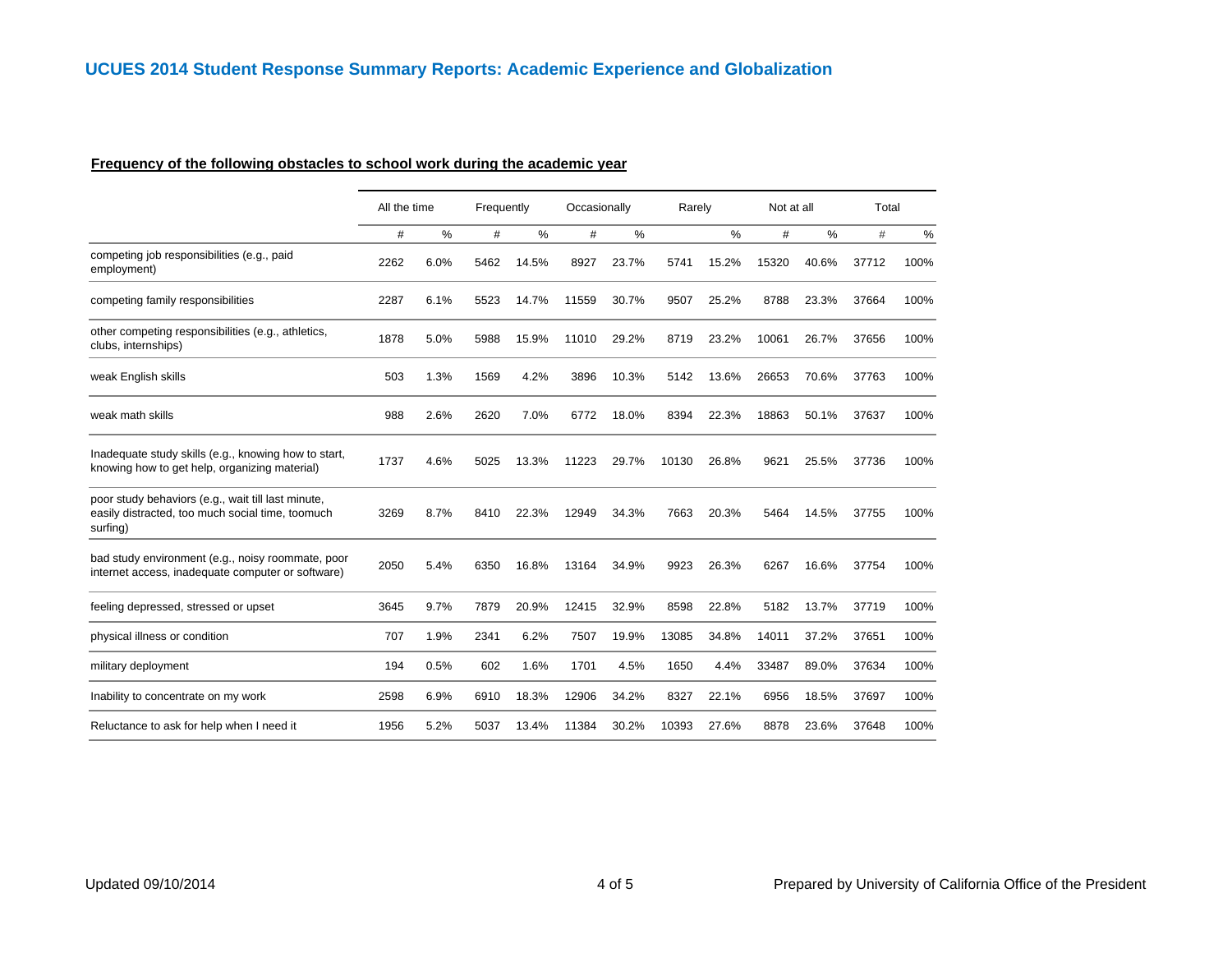## UCUES 2014 Student Response Summary Reports: Academic Experience and Globalization

### Frequency of the following obstacles to school work during the academic year

| | All the time | | Frequently | | Occasionally | | Rarely | | Not at all | | Total | |
|---|---|---|---|---|---|---|---|---|---|---|---|---|
| | # | % | # | % | # | % | | % | # | % | # | % |
| competing job responsibilities (e.g., paid employment) | 2262 | 6.0% | 5462 | 14.5% | 8927 | 23.7% | 5741 | 15.2% | 15320 | 40.6% | 37712 | 100% |
| competing family responsibilities | 2287 | 6.1% | 5523 | 14.7% | 11559 | 30.7% | 9507 | 25.2% | 8788 | 23.3% | 37664 | 100% |
| other competing responsibilities (e.g., athletics, clubs, internships) | 1878 | 5.0% | 5988 | 15.9% | 11010 | 29.2% | 8719 | 23.2% | 10061 | 26.7% | 37656 | 100% |
| weak English skills | 503 | 1.3% | 1569 | 4.2% | 3896 | 10.3% | 5142 | 13.6% | 26653 | 70.6% | 37763 | 100% |
| weak math skills | 988 | 2.6% | 2620 | 7.0% | 6772 | 18.0% | 8394 | 22.3% | 18863 | 50.1% | 37637 | 100% |
| Inadequate study skills (e.g., knowing how to start, knowing how to get help, organizing material) | 1737 | 4.6% | 5025 | 13.3% | 11223 | 29.7% | 10130 | 26.8% | 9621 | 25.5% | 37736 | 100% |
| poor study behaviors (e.g., wait till last minute, easily distracted, too much social time, toomuch surfing) | 3269 | 8.7% | 8410 | 22.3% | 12949 | 34.3% | 7663 | 20.3% | 5464 | 14.5% | 37755 | 100% |
| bad study environment (e.g., noisy roommate, poor internet access, inadequate computer or software) | 2050 | 5.4% | 6350 | 16.8% | 13164 | 34.9% | 9923 | 26.3% | 6267 | 16.6% | 37754 | 100% |
| feeling depressed, stressed or upset | 3645 | 9.7% | 7879 | 20.9% | 12415 | 32.9% | 8598 | 22.8% | 5182 | 13.7% | 37719 | 100% |
| physical illness or condition | 707 | 1.9% | 2341 | 6.2% | 7507 | 19.9% | 13085 | 34.8% | 14011 | 37.2% | 37651 | 100% |
| military deployment | 194 | 0.5% | 602 | 1.6% | 1701 | 4.5% | 1650 | 4.4% | 33487 | 89.0% | 37634 | 100% |
| Inability to concentrate on my work | 2598 | 6.9% | 6910 | 18.3% | 12906 | 34.2% | 8327 | 22.1% | 6956 | 18.5% | 37697 | 100% |
| Reluctance to ask for help when I need it | 1956 | 5.2% | 5037 | 13.4% | 11384 | 30.2% | 10393 | 27.6% | 8878 | 23.6% | 37648 | 100% |

Updated 09/10/2014

Prepared by University of California Office of the President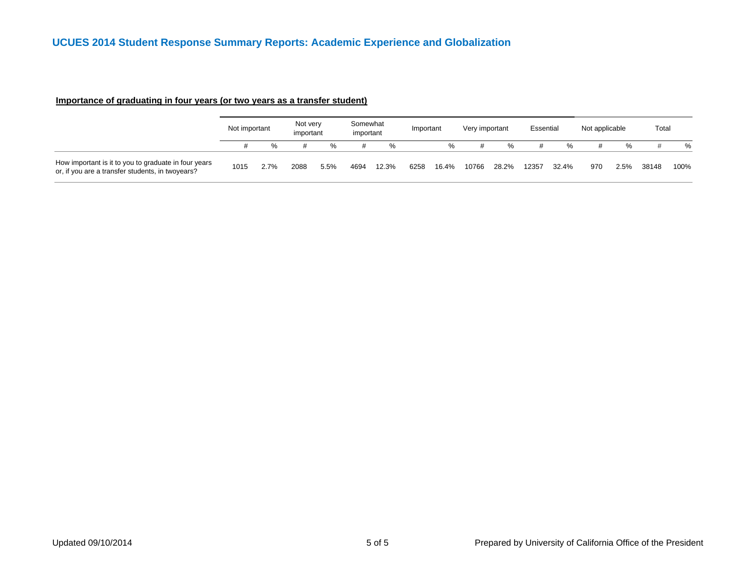# UCUES 2014 Student Response Summary Reports: Academic Experience and Globalization

**Importance of graduating in four years (or two years as a transfer student)**

| | Not important | | Not very important | | Somewhat important | | Important | | Very important | | Essential | | Not applicable | | Total | |
|---|---|---|---|---|---|---|---|---|---|---|---|---|---|---|---|---|
| | # | % | # | % | # | % | | % | # | % | # | % | # | % | # | % |
| How important is it to you to graduate in four years or, if you are a transfer students, in twoyears? | 1015 | 2.7% | 2088 | 5.5% | 4694 | 12.3% | 6258 | 16.4% | 10766 | 28.2% | 12357 | 32.4% | 970 | 2.5% | 38148 | 100% |

Updated 09/10/2014

Prepared by University of California Office of the President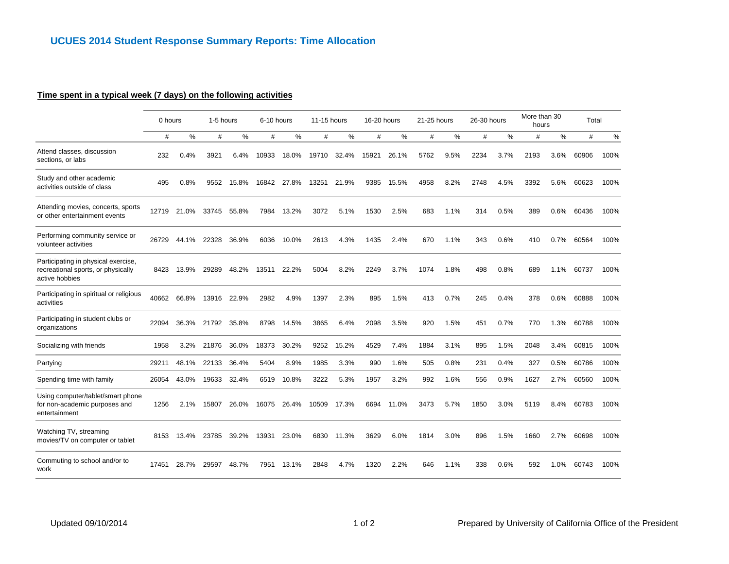## UCUES 2014 Student Response Summary Reports: Time Allocation

**Time spent in a typical week (7 days) on the following activities**

| | 0 hours | | 1-5 hours | | 6-10 hours | | 11-15 hours | | 16-20 hours | | 21-25 hours | | 26-30 hours | | More than 30 hours | | Total | |
|---|---|---|---|---|---|---|---|---|---|---|---|---|---|---|---|---|---|---|
| | # | % | # | % | # | % | # | % | # | % | # | % | # | % | # | % | # | % |
| Attend classes, discussion sections, or labs | 232 | 0.4% | 3921 | 6.4% | 10933 | 18.0% | 19710 | 32.4% | 15921 | 26.1% | 5762 | 9.5% | 2234 | 3.7% | 2193 | 3.6% | 60906 | 100% |
| Study and other academic activities outside of class | 495 | 0.8% | 9552 | 15.8% | 16842 | 27.8% | 13251 | 21.9% | 9385 | 15.5% | 4958 | 8.2% | 2748 | 4.5% | 3392 | 5.6% | 60623 | 100% |
| Attending movies, concerts, sports or other entertainment events | 12719 | 21.0% | 33745 | 55.8% | 7984 | 13.2% | 3072 | 5.1% | 1530 | 2.5% | 683 | 1.1% | 314 | 0.5% | 389 | 0.6% | 60436 | 100% |
| Performing community service or volunteer activities | 26729 | 44.1% | 22328 | 36.9% | 6036 | 10.0% | 2613 | 4.3% | 1435 | 2.4% | 670 | 1.1% | 343 | 0.6% | 410 | 0.7% | 60564 | 100% |
| Participating in physical exercise, recreational sports, or physically active hobbies | 8423 | 13.9% | 29289 | 48.2% | 13511 | 22.2% | 5004 | 8.2% | 2249 | 3.7% | 1074 | 1.8% | 498 | 0.8% | 689 | 1.1% | 60737 | 100% |
| Participating in spiritual or religious activities | 40662 | 66.8% | 13916 | 22.9% | 2982 | 4.9% | 1397 | 2.3% | 895 | 1.5% | 413 | 0.7% | 245 | 0.4% | 378 | 0.6% | 60888 | 100% |
| Participating in student clubs or organizations | 22094 | 36.3% | 21792 | 35.8% | 8798 | 14.5% | 3865 | 6.4% | 2098 | 3.5% | 920 | 1.5% | 451 | 0.7% | 770 | 1.3% | 60788 | 100% |
| Socializing with friends | 1958 | 3.2% | 21876 | 36.0% | 18373 | 30.2% | 9252 | 15.2% | 4529 | 7.4% | 1884 | 3.1% | 895 | 1.5% | 2048 | 3.4% | 60815 | 100% |
| Partying | 29211 | 48.1% | 22133 | 36.4% | 5404 | 8.9% | 1985 | 3.3% | 990 | 1.6% | 505 | 0.8% | 231 | 0.4% | 327 | 0.5% | 60786 | 100% |
| Spending time with family | 26054 | 43.0% | 19633 | 32.4% | 6519 | 10.8% | 3222 | 5.3% | 1957 | 3.2% | 992 | 1.6% | 556 | 0.9% | 1627 | 2.7% | 60560 | 100% |
| Using computer/tablet/smart phone for non-academic purposes and entertainment | 1256 | 2.1% | 15807 | 26.0% | 16075 | 26.4% | 10509 | 17.3% | 6694 | 11.0% | 3473 | 5.7% | 1850 | 3.0% | 5119 | 8.4% | 60783 | 100% |
| Watching TV, streaming movies/TV on computer or tablet | 8153 | 13.4% | 23785 | 39.2% | 13931 | 23.0% | 6830 | 11.3% | 3629 | 6.0% | 1814 | 3.0% | 896 | 1.5% | 1660 | 2.7% | 60698 | 100% |
| Commuting to school and/or to work | 17451 | 28.7% | 29597 | 48.7% | 7951 | 13.1% | 2848 | 4.7% | 1320 | 2.2% | 646 | 1.1% | 338 | 0.6% | 592 | 1.0% | 60743 | 100% |

Updated 09/10/2014

Prepared by University of California Office of the President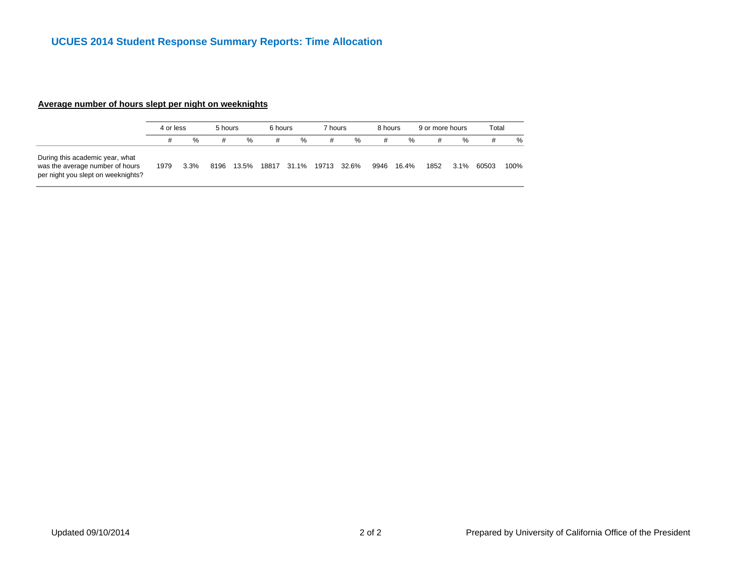# UCUES 2014 Student Response Summary Reports: Time Allocation

**Average number of hours slept per night on weeknights**

| | 4 or less | | 5 hours | | 6 hours | | 7 hours | | 8 hours | | 9 or more hours | | Total | |
|---|---|---|---|---|---|---|---|---|---|---|---|---|---|---|
| | # | % | # | % | # | % | # | % | # | % | # | % | # | % |
| During this academic year, what was the average number of hours per night you slept on weeknights? | 1979 | 3.3% | 8196 | 13.5% | 18817 | 31.1% | 19713 | 32.6% | 9946 | 16.4% | 1852 | 3.1% | 60503 | 100% |

Updated 09/10/2014

Prepared by University of California Office of the President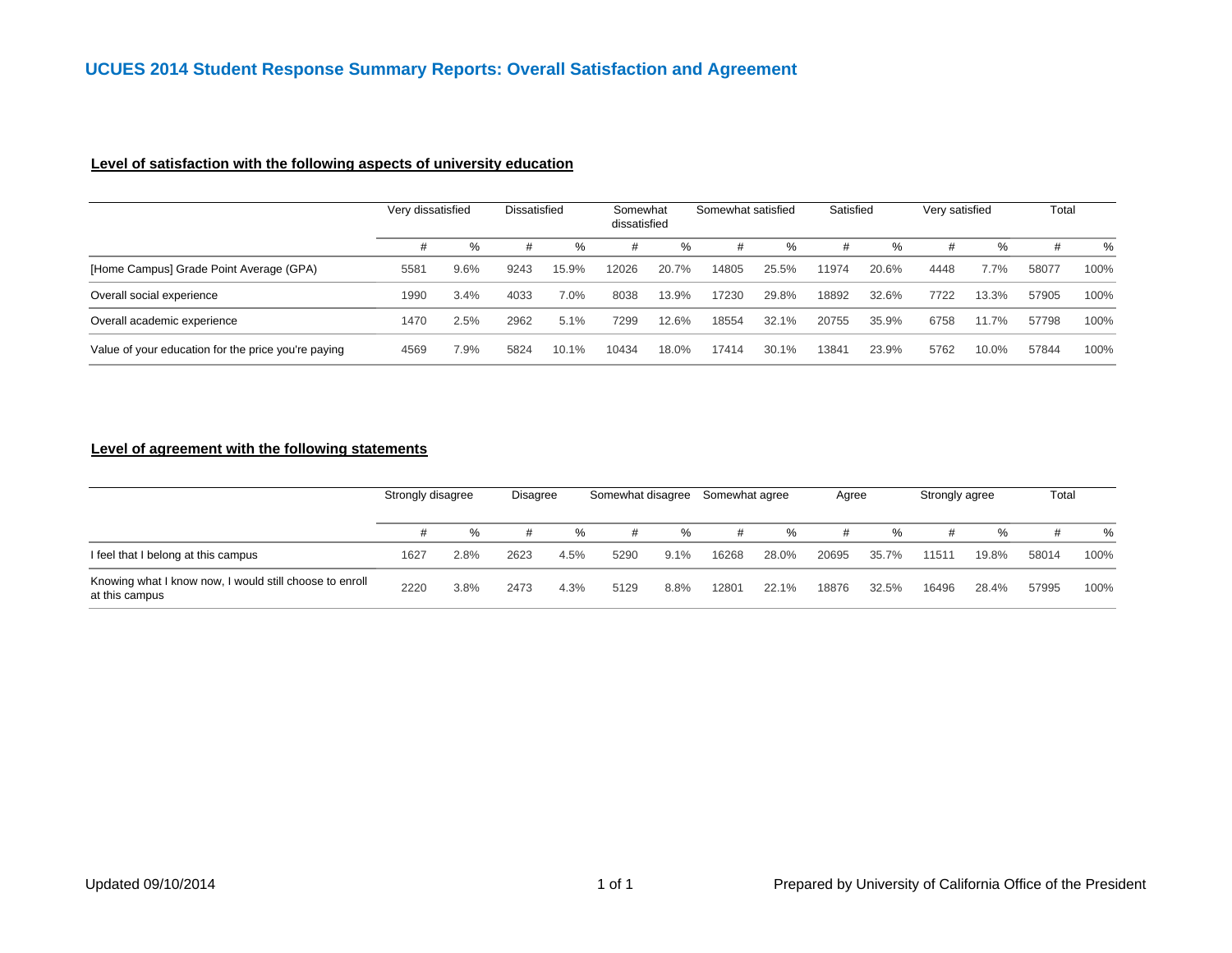# UCUES 2014 Student Response Summary Reports: Overall Satisfaction and Agreement

## Level of satisfaction with the following aspects of university education

| | Very dissatisfied | | Dissatisfied | | Somewhat dissatisfied | | Somewhat satisfied | | Satisfied | | Very satisfied | | Total | |
|---|---|---|---|---|---|---|---|---|---|---|---|---|---|---|
| | # | % | # | % | # | % | # | % | # | % | # | % | # | % |
| [Home Campus] Grade Point Average (GPA) | 5581 | 9.6% | 9243 | 15.9% | 12026 | 20.7% | 14805 | 25.5% | 11974 | 20.6% | 4448 | 7.7% | 58077 | 100% |
| Overall social experience | 1990 | 3.4% | 4033 | 7.0% | 8038 | 13.9% | 17230 | 29.8% | 18892 | 32.6% | 7722 | 13.3% | 57905 | 100% |
| Overall academic experience | 1470 | 2.5% | 2962 | 5.1% | 7299 | 12.6% | 18554 | 32.1% | 20755 | 35.9% | 6758 | 11.7% | 57798 | 100% |
| Value of your education for the price you're paying | 4569 | 7.9% | 5824 | 10.1% | 10434 | 18.0% | 17414 | 30.1% | 13841 | 23.9% | 5762 | 10.0% | 57844 | 100% |

## Level of agreement with the following statements

| | Strongly disagree | | Disagree | | Somewhat disagree | | Somewhat agree | | Agree | | Strongly agree | | Total | |
|---|---|---|---|---|---|---|---|---|---|---|---|---|---|---|
| | # | % | # | % | # | % | # | % | # | % | # | % | # | % |
| I feel that I belong at this campus | 1627 | 2.8% | 2623 | 4.5% | 5290 | 9.1% | 16268 | 28.0% | 20695 | 35.7% | 11511 | 19.8% | 58014 | 100% |
| Knowing what I know now, I would still choose to enroll at this campus | 2220 | 3.8% | 2473 | 4.3% | 5129 | 8.8% | 12801 | 22.1% | 18876 | 32.5% | 16496 | 28.4% | 57995 | 100% |

Updated 09/10/2014

Prepared by University of California Office of the President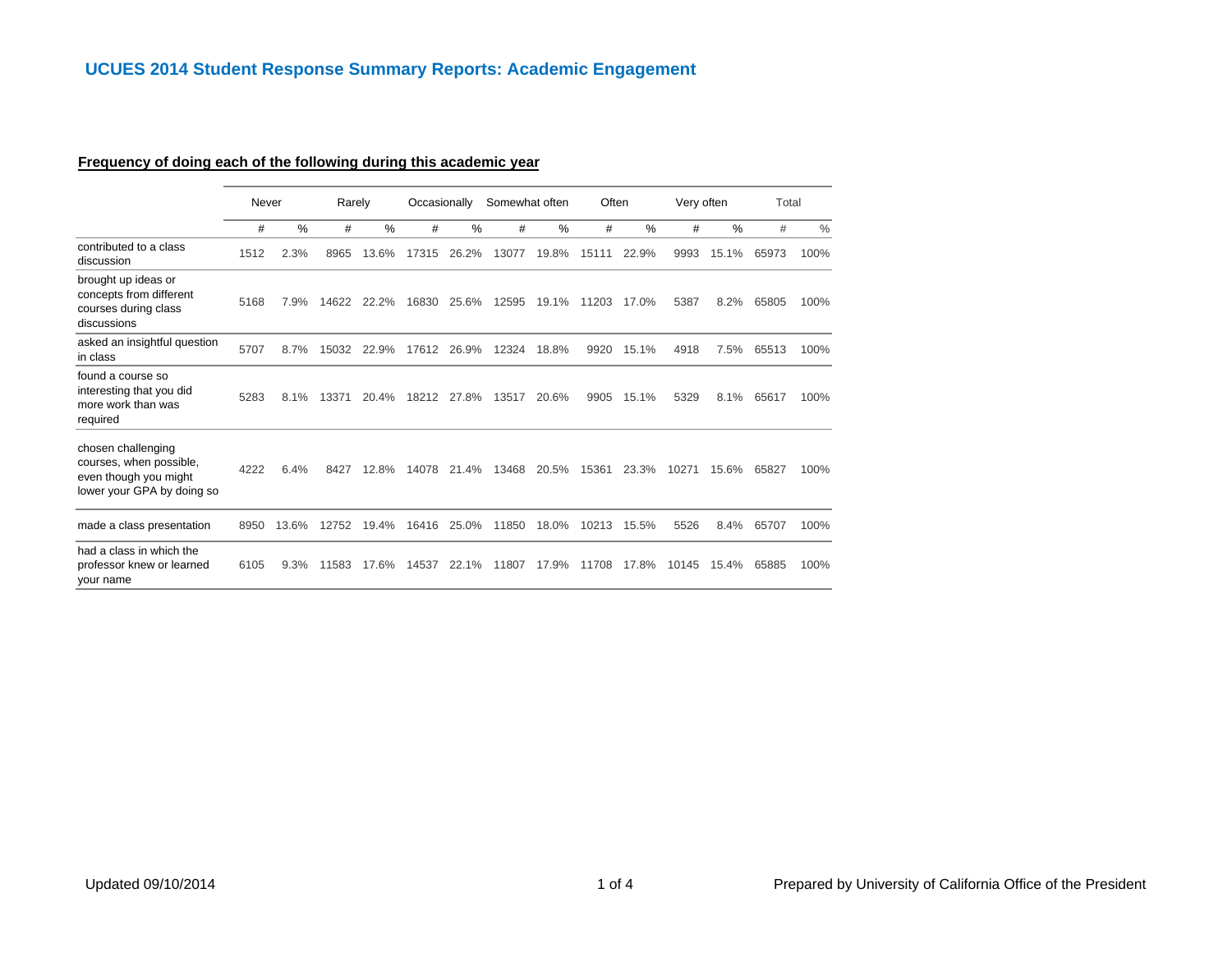# UCUES 2014 Student Response Summary Reports: Academic Engagement

## Frequency of doing each of the following during this academic year

| | Never | | Rarely | | Occasionally | | Somewhat often | | Often | | Very often | | Total | |
|---|---|---|---|---|---|---|---|---|---|---|---|---|---|---|
| | # | % | # | % | # | % | # | % | # | % | # | % | # | % |
| contributed to a class discussion | 1512 | 2.3% | 8965 | 13.6% | 17315 | 26.2% | 13077 | 19.8% | 15111 | 22.9% | 9993 | 15.1% | 65973 | 100% |
| brought up ideas or concepts from different courses during class discussions | 5168 | 7.9% | 14622 | 22.2% | 16830 | 25.6% | 12595 | 19.1% | 11203 | 17.0% | 5387 | 8.2% | 65805 | 100% |
| asked an insightful question in class | 5707 | 8.7% | 15032 | 22.9% | 17612 | 26.9% | 12324 | 18.8% | 9920 | 15.1% | 4918 | 7.5% | 65513 | 100% |
| found a course so interesting that you did more work than was required | 5283 | 8.1% | 13371 | 20.4% | 18212 | 27.8% | 13517 | 20.6% | 9905 | 15.1% | 5329 | 8.1% | 65617 | 100% |
| chosen challenging courses, when possible, even though you might lower your GPA by doing so | 4222 | 6.4% | 8427 | 12.8% | 14078 | 21.4% | 13468 | 20.5% | 15361 | 23.3% | 10271 | 15.6% | 65827 | 100% |
| made a class presentation | 8950 | 13.6% | 12752 | 19.4% | 16416 | 25.0% | 11850 | 18.0% | 10213 | 15.5% | 5526 | 8.4% | 65707 | 100% |
| had a class in which the professor knew or learned your name | 6105 | 9.3% | 11583 | 17.6% | 14537 | 22.1% | 11807 | 17.9% | 11708 | 17.8% | 10145 | 15.4% | 65885 | 100% |

Updated 09/10/2014

Prepared by University of California Office of the President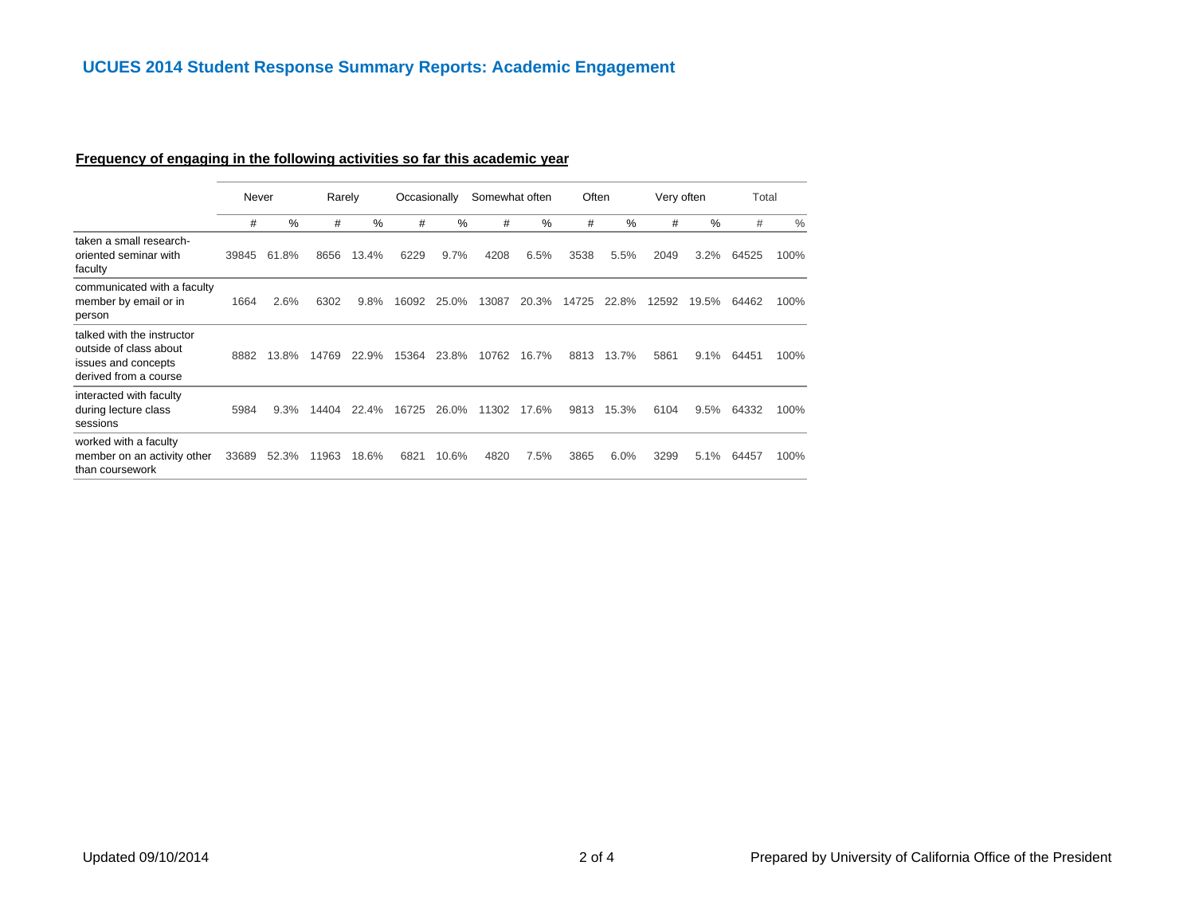## UCUES 2014 Student Response Summary Reports: Academic Engagement

**Frequency of engaging in the following activities so far this academic year**

| | Never | | Rarely | | Occasionally | | Somewhat often | | Often | | Very often | | Total | |
|---|---|---|---|---|---|---|---|---|---|---|---|---|---|---|
| | # | % | # | % | # | % | # | % | # | % | # | % | # | % |
| taken a small research-oriented seminar with faculty | 39845 | 61.8% | 8656 | 13.4% | 6229 | 9.7% | 4208 | 6.5% | 3538 | 5.5% | 2049 | 3.2% | 64525 | 100% |
| communicated with a faculty member by email or in person | 1664 | 2.6% | 6302 | 9.8% | 16092 | 25.0% | 13087 | 20.3% | 14725 | 22.8% | 12592 | 19.5% | 64462 | 100% |
| talked with the instructor outside of class about issues and concepts derived from a course | 8882 | 13.8% | 14769 | 22.9% | 15364 | 23.8% | 10762 | 16.7% | 8813 | 13.7% | 5861 | 9.1% | 64451 | 100% |
| interacted with faculty during lecture class sessions | 5984 | 9.3% | 14404 | 22.4% | 16725 | 26.0% | 11302 | 17.6% | 9813 | 15.3% | 6104 | 9.5% | 64332 | 100% |
| worked with a faculty member on an activity other than coursework | 33689 | 52.3% | 11963 | 18.6% | 6821 | 10.6% | 4820 | 7.5% | 3865 | 6.0% | 3299 | 5.1% | 64457 | 100% |

Updated 09/10/2014

Prepared by University of California Office of the President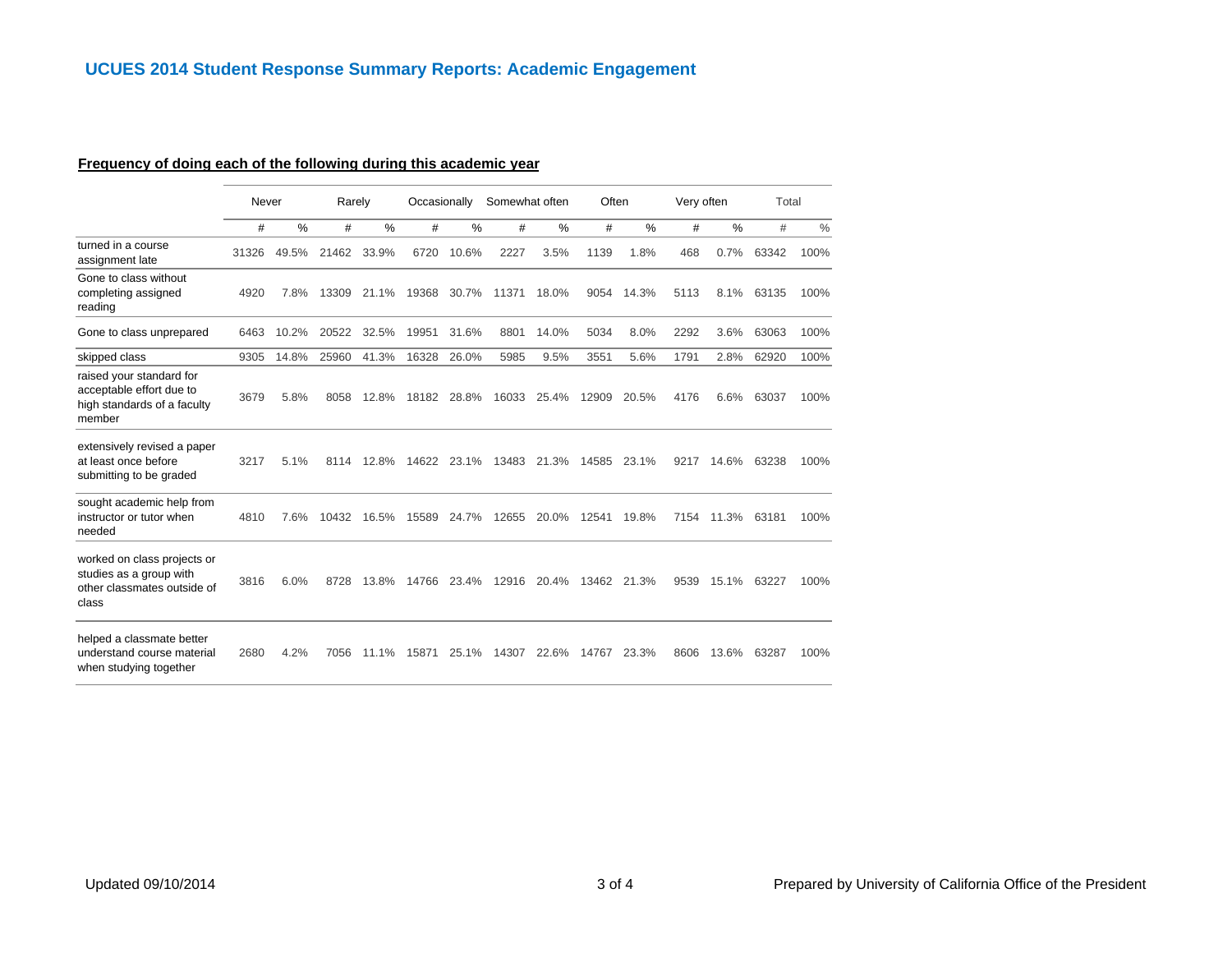## UCUES 2014 Student Response Summary Reports: Academic Engagement

**Frequency of doing each of the following during this academic year**

| | Never | | Rarely | | Occasionally | | Somewhat often | | Often | | Very often | | Total | |
|---|---|---|---|---|---|---|---|---|---|---|---|---|---|---|
| | # | % | # | % | # | % | # | % | # | % | # | % | # | % |
| turned in a course assignment late | 31326 | 49.5% | 21462 | 33.9% | 6720 | 10.6% | 2227 | 3.5% | 1139 | 1.8% | 468 | 0.7% | 63342 | 100% |
| Gone to class without completing assigned reading | 4920 | 7.8% | 13309 | 21.1% | 19368 | 30.7% | 11371 | 18.0% | 9054 | 14.3% | 5113 | 8.1% | 63135 | 100% |
| Gone to class unprepared | 6463 | 10.2% | 20522 | 32.5% | 19951 | 31.6% | 8801 | 14.0% | 5034 | 8.0% | 2292 | 3.6% | 63063 | 100% |
| skipped class | 9305 | 14.8% | 25960 | 41.3% | 16328 | 26.0% | 5985 | 9.5% | 3551 | 5.6% | 1791 | 2.8% | 62920 | 100% |
| raised your standard for acceptable effort due to high standards of a faculty member | 3679 | 5.8% | 8058 | 12.8% | 18182 | 28.8% | 16033 | 25.4% | 12909 | 20.5% | 4176 | 6.6% | 63037 | 100% |
| extensively revised a paper at least once before submitting to be graded | 3217 | 5.1% | 8114 | 12.8% | 14622 | 23.1% | 13483 | 21.3% | 14585 | 23.1% | 9217 | 14.6% | 63238 | 100% |
| sought academic help from instructor or tutor when needed | 4810 | 7.6% | 10432 | 16.5% | 15589 | 24.7% | 12655 | 20.0% | 12541 | 19.8% | 7154 | 11.3% | 63181 | 100% |
| worked on class projects or studies as a group with other classmates outside of class | 3816 | 6.0% | 8728 | 13.8% | 14766 | 23.4% | 12916 | 20.4% | 13462 | 21.3% | 9539 | 15.1% | 63227 | 100% |
| helped a classmate better understand course material when studying together | 2680 | 4.2% | 7056 | 11.1% | 15871 | 25.1% | 14307 | 22.6% | 14767 | 23.3% | 8606 | 13.6% | 63287 | 100% |

Updated 09/10/2014

Prepared by University of California Office of the President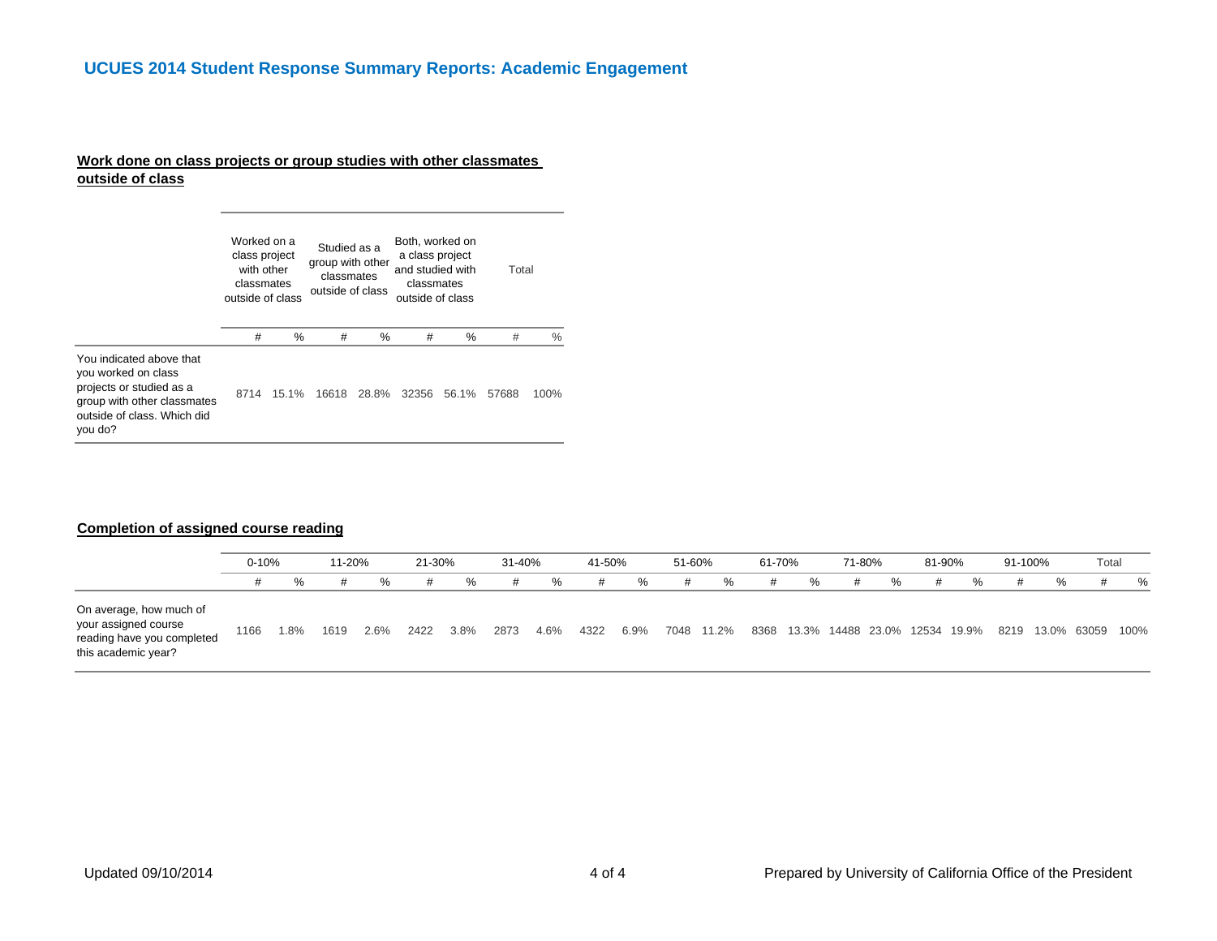## UCUES 2014 Student Response Summary Reports: Academic Engagement

### Work done on class projects or group studies with other classmates outside of class

| | Worked on a class project with other classmates outside of class | | Studied as a group with other classmates outside of class | | Both, worked on a class project and studied with classmates outside of class | | Total | |
|---|---|---|---|---|---|---|---|---|
| | # | % | # | % | # | % | # | % |
| You indicated above that you worked on class projects or studied as a group with other classmates outside of class. Which did you do? | 8714 | 15.1% | 16618 | 28.8% | 32356 | 56.1% | 57688 | 100% |

### Completion of assigned course reading

| | 0-10% | | 11-20% | | 21-30% | | 31-40% | | 41-50% | | 51-60% | | 61-70% | | 71-80% | | 81-90% | | 91-100% | | Total | |
|---|---|---|---|---|---|---|---|---|---|---|---|---|---|---|---|---|---|---|---|---|---|---|
| | # | % | # | % | # | % | # | % | # | % | # | % | # | % | # | % | # | % | # | % | # | % |
| On average, how much of your assigned course reading have you completed this academic year? | 1166 | 1.8% | 1619 | 2.6% | 2422 | 3.8% | 2873 | 4.6% | 4322 | 6.9% | 7048 | 11.2% | 8368 | 13.3% | 14488 | 23.0% | 12534 | 19.9% | 8219 | 13.0% | 63059 | 100% |

Updated 09/10/2014

Prepared by University of California Office of the President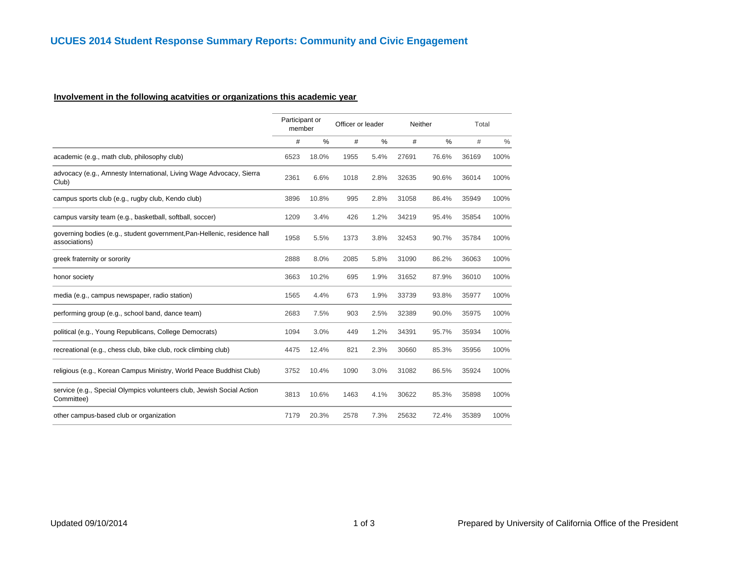# UCUES 2014 Student Response Summary Reports: Community and Civic Engagement

**Involvement in the following acatvities or organizations this academic year**

| | Participant or member | | Officer or leader | | Neither | | Total | |
|---|---|---|---|---|---|---|---|---|
| | # | % | # | % | # | % | # | % |
| academic (e.g., math club, philosophy club) | 6523 | 18.0% | 1955 | 5.4% | 27691 | 76.6% | 36169 | 100% |
| advocacy (e.g., Amnesty International, Living Wage Advocacy, Sierra Club) | 2361 | 6.6% | 1018 | 2.8% | 32635 | 90.6% | 36014 | 100% |
| campus sports club (e.g., rugby club, Kendo club) | 3896 | 10.8% | 995 | 2.8% | 31058 | 86.4% | 35949 | 100% |
| campus varsity team (e.g., basketball, softball, soccer) | 1209 | 3.4% | 426 | 1.2% | 34219 | 95.4% | 35854 | 100% |
| governing bodies (e.g., student government,Pan-Hellenic, residence hall associations) | 1958 | 5.5% | 1373 | 3.8% | 32453 | 90.7% | 35784 | 100% |
| greek fraternity or sorority | 2888 | 8.0% | 2085 | 5.8% | 31090 | 86.2% | 36063 | 100% |
| honor society | 3663 | 10.2% | 695 | 1.9% | 31652 | 87.9% | 36010 | 100% |
| media (e.g., campus newspaper, radio station) | 1565 | 4.4% | 673 | 1.9% | 33739 | 93.8% | 35977 | 100% |
| performing group (e.g., school band, dance team) | 2683 | 7.5% | 903 | 2.5% | 32389 | 90.0% | 35975 | 100% |
| political (e.g., Young Republicans, College Democrats) | 1094 | 3.0% | 449 | 1.2% | 34391 | 95.7% | 35934 | 100% |
| recreational (e.g., chess club, bike club, rock climbing club) | 4475 | 12.4% | 821 | 2.3% | 30660 | 85.3% | 35956 | 100% |
| religious (e.g., Korean Campus Ministry, World Peace Buddhist Club) | 3752 | 10.4% | 1090 | 3.0% | 31082 | 86.5% | 35924 | 100% |
| service (e.g., Special Olympics volunteers club, Jewish Social Action Committee) | 3813 | 10.6% | 1463 | 4.1% | 30622 | 85.3% | 35898 | 100% |
| other campus-based club or organization | 7179 | 20.3% | 2578 | 7.3% | 25632 | 72.4% | 35389 | 100% |

Updated 09/10/2014

Prepared by University of California Office of the President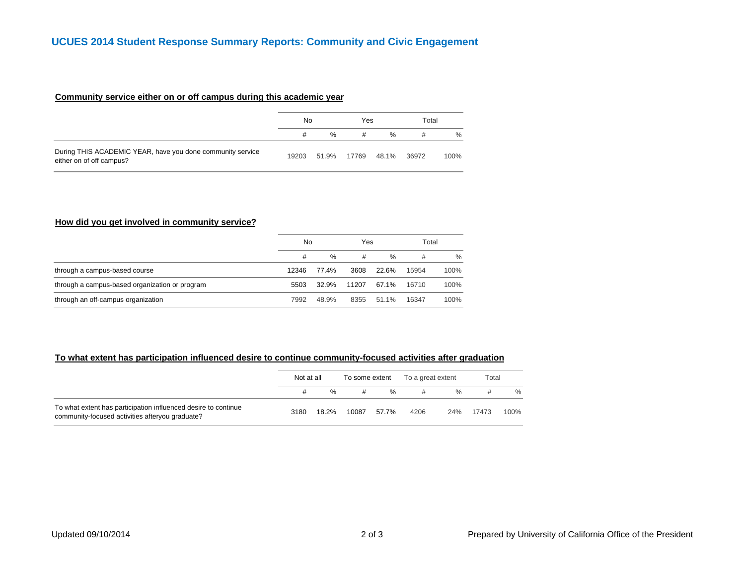# UCUES 2014 Student Response Summary Reports: Community and Civic Engagement

## Community service either on or off campus during this academic year

| | No | | Yes | | Total | |
|---|---|---|---|---|---|---|
| | # | % | # | % | # | % |
| During THIS ACADEMIC YEAR, have you done community service either on of off campus? | 19203 | 51.9% | 17769 | 48.1% | 36972 | 100% |

## How did you get involved in community service?

| | No | | Yes | | Total | |
|---|---|---|---|---|---|---|
| | # | % | # | % | # | % |
| through a campus-based course | 12346 | 77.4% | 3608 | 22.6% | 15954 | 100% |
| through a campus-based organization or program | 5503 | 32.9% | 11207 | 67.1% | 16710 | 100% |
| through an off-campus organization | 7992 | 48.9% | 8355 | 51.1% | 16347 | 100% |

## To what extent has participation influenced desire to continue community-focused activities after graduation

| | Not at all | | To some extent | | To a great extent | | Total | |
|---|---|---|---|---|---|---|---|---|
| | # | % | # | % | # | % | # | % |
| To what extent has participation influenced desire to continue community-focused activities afteryou graduate? | 3180 | 18.2% | 10087 | 57.7% | 4206 | 24% | 17473 | 100% |

Updated 09/10/2014

Prepared by University of California Office of the President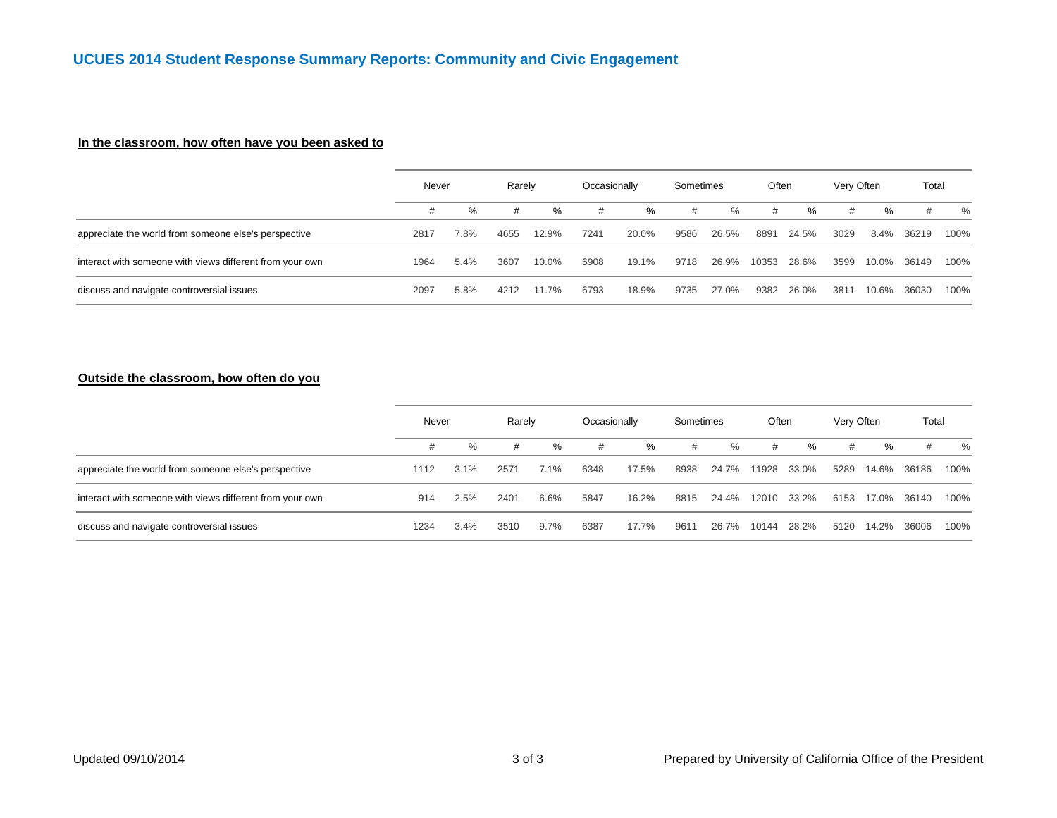## UCUES 2014 Student Response Summary Reports: Community and Civic Engagement

**In the classroom, how often have you been asked to**

| | Never | | Rarely | | Occasionally | | Sometimes | | Often | | Very Often | | Total | |
|---|---|---|---|---|---|---|---|---|---|---|---|---|---|---|
| | # | % | # | % | # | % | # | % | # | % | # | % | # | % |
| appreciate the world from someone else's perspective | 2817 | 7.8% | 4655 | 12.9% | 7241 | 20.0% | 9586 | 26.5% | 8891 | 24.5% | 3029 | 8.4% | 36219 | 100% |
| interact with someone with views different from your own | 1964 | 5.4% | 3607 | 10.0% | 6908 | 19.1% | 9718 | 26.9% | 10353 | 28.6% | 3599 | 10.0% | 36149 | 100% |
| discuss and navigate controversial issues | 2097 | 5.8% | 4212 | 11.7% | 6793 | 18.9% | 9735 | 27.0% | 9382 | 26.0% | 3811 | 10.6% | 36030 | 100% |

**Outside the classroom, how often do you**

| | Never | | Rarely | | Occasionally | | Sometimes | | Often | | Very Often | | Total | |
|---|---|---|---|---|---|---|---|---|---|---|---|---|---|---|
| | # | % | # | % | # | % | # | % | # | % | # | % | # | % |
| appreciate the world from someone else's perspective | 1112 | 3.1% | 2571 | 7.1% | 6348 | 17.5% | 8938 | 24.7% | 11928 | 33.0% | 5289 | 14.6% | 36186 | 100% |
| interact with someone with views different from your own | 914 | 2.5% | 2401 | 6.6% | 5847 | 16.2% | 8815 | 24.4% | 12010 | 33.2% | 6153 | 17.0% | 36140 | 100% |
| discuss and navigate controversial issues | 1234 | 3.4% | 3510 | 9.7% | 6387 | 17.7% | 9611 | 26.7% | 10144 | 28.2% | 5120 | 14.2% | 36006 | 100% |

Updated 09/10/2014

Prepared by University of California Office of the President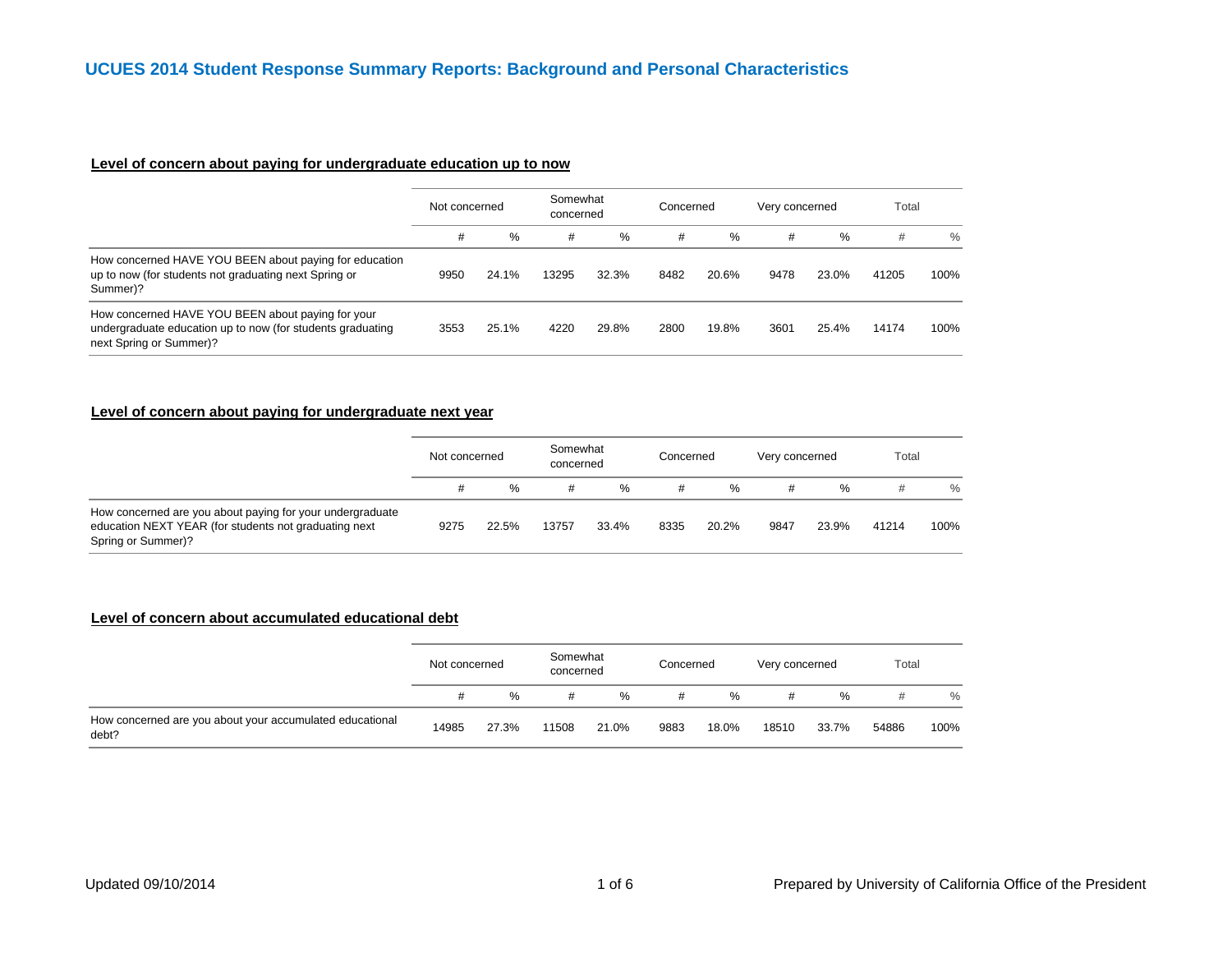# UCUES 2014 Student Response Summary Reports: Background and Personal Characteristics

## Level of concern about paying for undergraduate education up to now

| | Not concerned | | Somewhat concerned | | Concerned | | Very concerned | | Total | |
|---|---|---|---|---|---|---|---|---|---|---|
| | # | % | # | % | # | % | # | % | # | % |
| How concerned HAVE YOU BEEN about paying for education up to now (for students not graduating next Spring or Summer)? | 9950 | 24.1% | 13295 | 32.3% | 8482 | 20.6% | 9478 | 23.0% | 41205 | 100% |
| How concerned HAVE YOU BEEN about paying for your undergraduate education up to now (for students graduating next Spring or Summer)? | 3553 | 25.1% | 4220 | 29.8% | 2800 | 19.8% | 3601 | 25.4% | 14174 | 100% |

## Level of concern about paying for undergraduate next year

| | Not concerned | | Somewhat concerned | | Concerned | | Very concerned | | Total | |
|---|---|---|---|---|---|---|---|---|---|---|
| | # | % | # | % | # | % | # | % | # | % |
| How concerned are you about paying for your undergraduate education NEXT YEAR (for students not graduating next Spring or Summer)? | 9275 | 22.5% | 13757 | 33.4% | 8335 | 20.2% | 9847 | 23.9% | 41214 | 100% |

## Level of concern about accumulated educational debt

| | Not concerned | | Somewhat concerned | | Concerned | | Very concerned | | Total | |
|---|---|---|---|---|---|---|---|---|---|---|
| | # | % | # | % | # | % | # | % | # | % |
| How concerned are you about your accumulated educational debt? | 14985 | 27.3% | 11508 | 21.0% | 9883 | 18.0% | 18510 | 33.7% | 54886 | 100% |

Updated 09/10/2014

Prepared by University of California Office of the President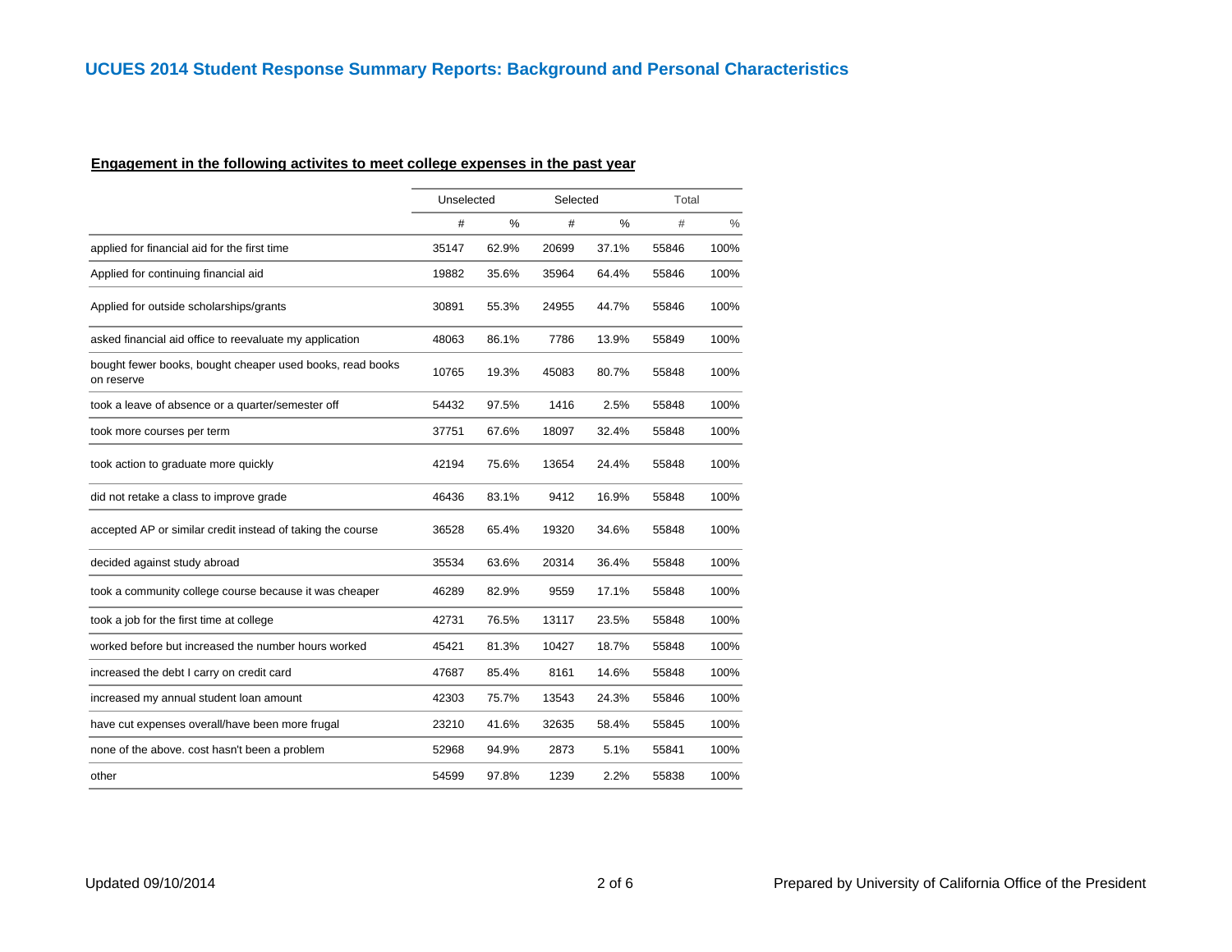# UCUES 2014 Student Response Summary Reports: Background and Personal Characteristics

**Engagement in the following activites to meet college expenses in the past year**

| | Unselected | | Selected | | Total | |
|---|---|---|---|---|---|---|
| | # | % | # | % | # | % |
| applied for financial aid for the first time | 35147 | 62.9% | 20699 | 37.1% | 55846 | 100% |
| Applied for continuing financial aid | 19882 | 35.6% | 35964 | 64.4% | 55846 | 100% |
| Applied for outside scholarships/grants | 30891 | 55.3% | 24955 | 44.7% | 55846 | 100% |
| asked financial aid office to reevaluate my application | 48063 | 86.1% | 7786 | 13.9% | 55849 | 100% |
| bought fewer books, bought cheaper used books, read books on reserve | 10765 | 19.3% | 45083 | 80.7% | 55848 | 100% |
| took a leave of absence or a quarter/semester off | 54432 | 97.5% | 1416 | 2.5% | 55848 | 100% |
| took more courses per term | 37751 | 67.6% | 18097 | 32.4% | 55848 | 100% |
| took action to graduate more quickly | 42194 | 75.6% | 13654 | 24.4% | 55848 | 100% |
| did not retake a class to improve grade | 46436 | 83.1% | 9412 | 16.9% | 55848 | 100% |
| accepted AP or similar credit instead of taking the course | 36528 | 65.4% | 19320 | 34.6% | 55848 | 100% |
| decided against study abroad | 35534 | 63.6% | 20314 | 36.4% | 55848 | 100% |
| took a community college course because it was cheaper | 46289 | 82.9% | 9559 | 17.1% | 55848 | 100% |
| took a job for the first time at college | 42731 | 76.5% | 13117 | 23.5% | 55848 | 100% |
| worked before but increased the number hours worked | 45421 | 81.3% | 10427 | 18.7% | 55848 | 100% |
| increased the debt I carry on credit card | 47687 | 85.4% | 8161 | 14.6% | 55848 | 100% |
| increased my annual student loan amount | 42303 | 75.7% | 13543 | 24.3% | 55846 | 100% |
| have cut expenses overall/have been more frugal | 23210 | 41.6% | 32635 | 58.4% | 55845 | 100% |
| none of the above. cost hasn't been a problem | 52968 | 94.9% | 2873 | 5.1% | 55841 | 100% |
| other | 54599 | 97.8% | 1239 | 2.2% | 55838 | 100% |

Updated 09/10/2014

Prepared by University of California Office of the President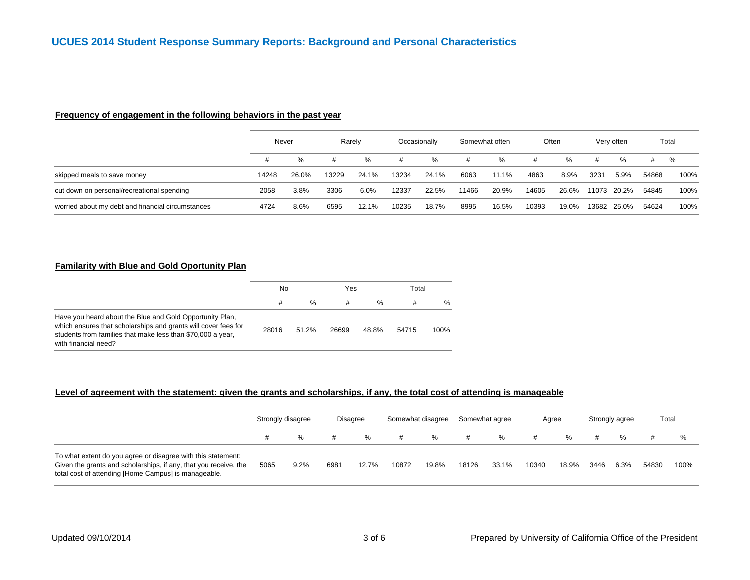## UCUES 2014 Student Response Summary Reports: Background and Personal Characteristics

**Frequency of engagement in the following behaviors in the past year**

| | Never | | Rarely | | Occasionally | | Somewhat often | | Often | | Very often | | Total | |
|---|---|---|---|---|---|---|---|---|---|---|---|---|---|---|
| | # | % | # | % | # | % | # | % | # | % | # | % | # | % |
| skipped meals to save money | 14248 | 26.0% | 13229 | 24.1% | 13234 | 24.1% | 6063 | 11.1% | 4863 | 8.9% | 3231 | 5.9% | 54868 | 100% |
| cut down on personal/recreational spending | 2058 | 3.8% | 3306 | 6.0% | 12337 | 22.5% | 11466 | 20.9% | 14605 | 26.6% | 11073 | 20.2% | 54845 | 100% |
| worried about my debt and financial circumstances | 4724 | 8.6% | 6595 | 12.1% | 10235 | 18.7% | 8995 | 16.5% | 10393 | 19.0% | 13682 | 25.0% | 54624 | 100% |

**Familarity with Blue and Gold Oportunity Plan**

| | No | | Yes | | Total | |
|---|---|---|---|---|---|---|
| | # | % | # | % | # | % |
| Have you heard about the Blue and Gold Opportunity Plan, which ensures that scholarships and grants will cover fees for students from families that make less than $70,000 a year, with financial need? | 28016 | 51.2% | 26699 | 48.8% | 54715 | 100% |

**Level of agreement with the statement: given the grants and scholarships, if any, the total cost of attending is manageable**

| | Strongly disagree | | Disagree | | Somewhat disagree | | Somewhat agree | | Agree | | Strongly agree | | Total | |
|---|---|---|---|---|---|---|---|---|---|---|---|---|---|---|
| | # | % | # | % | # | % | # | % | # | % | # | % | # | % |
| To what extent do you agree or disagree with this statement: Given the grants and scholarships, if any, that you receive, the total cost of attending [Home Campus] is manageable. | 5065 | 9.2% | 6981 | 12.7% | 10872 | 19.8% | 18126 | 33.1% | 10340 | 18.9% | 3446 | 6.3% | 54830 | 100% |

Updated 09/10/2014

Prepared by University of California Office of the President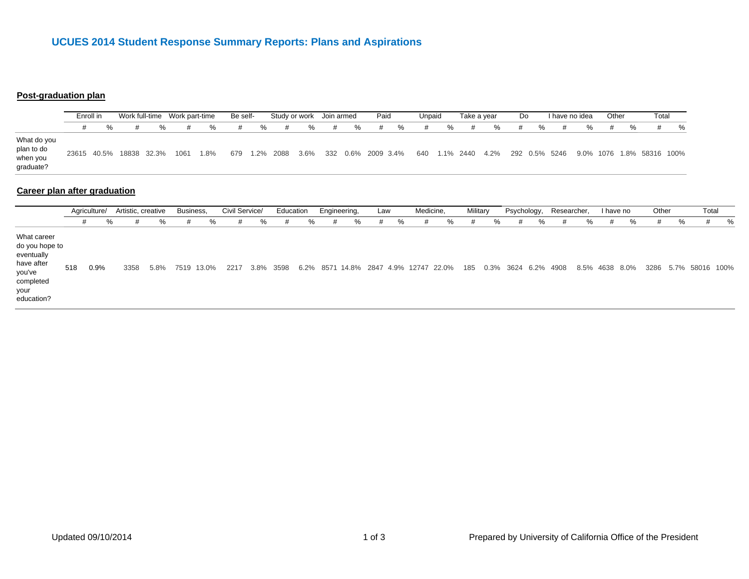## UCUES 2014 Student Response Summary Reports: Plans and Aspirations

### Post-graduation plan

| | Enroll in | | Work full-time | | Work part-time | | Be self- | | Study or work | | Join armed | | Paid | | Unpaid | | Take a year | | Do | | I have no idea | | Other | | Total | |
|---|---|---|---|---|---|---|---|---|---|---|---|---|---|---|---|---|---|---|---|---|---|---|---|---|---|---|
| | # | % | # | % | # | % | # | % | # | % | # | % | # | % | # | % | # | % | # | % | # | % | # | % | # | % |
| What do you plan to do when you graduate? | 23615 | 40.5% | 18838 | 32.3% | 1061 | 1.8% | 679 | 1.2% | 2088 | 3.6% | 332 | 0.6% | 2009 | 3.4% | 640 | 1.1% | 2440 | 4.2% | 292 | 0.5% | 5246 | 9.0% | 1076 | 1.8% | 58316 | 100% |

### Career plan after graduation

| | Agriculture/ | | Artistic, creative | | Business, | | Civil Service/ | | Education | | Engineering, | | Law | | Medicine, | | Military | | Psychology, | | Researcher, | | I have no | | Other | | Total | |
|---|---|---|---|---|---|---|---|---|---|---|---|---|---|---|---|---|---|---|---|---|---|---|---|---|---|---|---|---|
| | # | % | # | % | # | % | # | % | # | % | # | % | # | % | # | % | # | % | # | % | # | % | # | % | # | % | # | % |
| What career do you hope to eventually have after you've completed your education? | 518 | 0.9% | 3358 | 5.8% | 7519 | 13.0% | 2217 | 3.8% | 3598 | 6.2% | 8571 | 14.8% | 2847 | 4.9% | 12747 | 22.0% | 185 | 0.3% | 3624 | 6.2% | 4908 | 8.5% | 4638 | 8.0% | 3286 | 5.7% | 58016 | 100% |

Updated 09/10/2014

Prepared by University of California Office of the President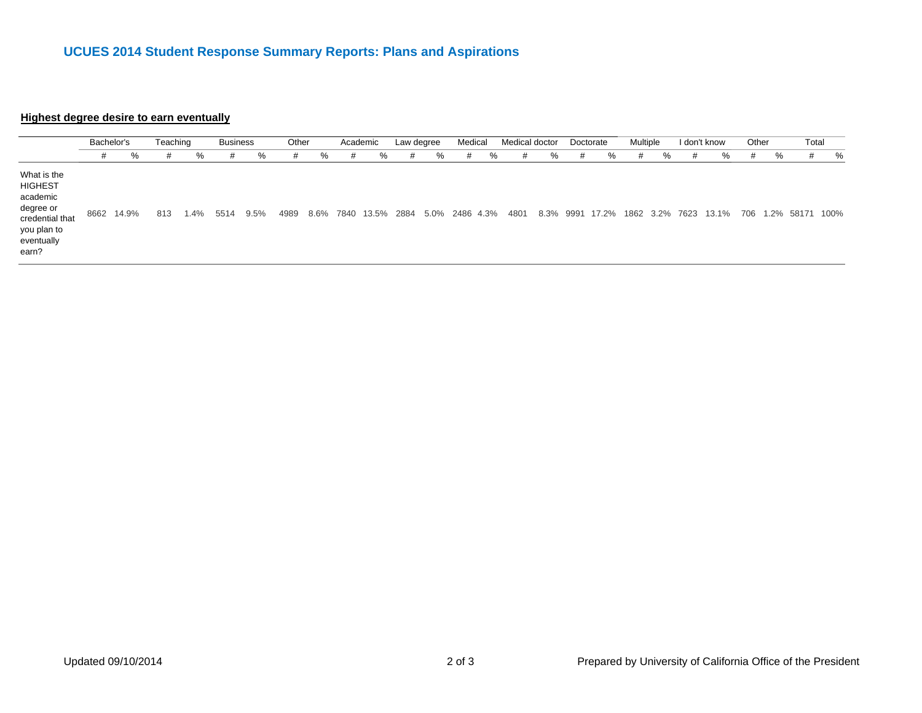# UCUES 2014 Student Response Summary Reports: Plans and Aspirations

**Highest degree desire to earn eventually**

| | Bachelor's | | Teaching | | Business | | Other | | Academic | | Law degree | | Medical | | Medical doctor | | Doctorate | | Multiple | | I don't know | | Other | | Total | |
|---|---|---|---|---|---|---|---|---|---|---|---|---|---|---|---|---|---|---|---|---|---|---|---|---|---|---|
| | # | % | # | % | # | % | # | % | # | % | # | % | # | % | # | % | # | % | # | % | # | % | # | % | # | % |
| What is the HIGHEST academic degree or credential that you plan to eventually earn? | 8662 | 14.9% | 813 | 1.4% | 5514 | 9.5% | 4989 | 8.6% | 7840 | 13.5% | 2884 | 5.0% | 2486 | 4.3% | 4801 | 8.3% | 9991 | 17.2% | 1862 | 3.2% | 7623 | 13.1% | 706 | 1.2% | 58171 | 100% |

Updated 09/10/2014

Prepared by University of California Office of the President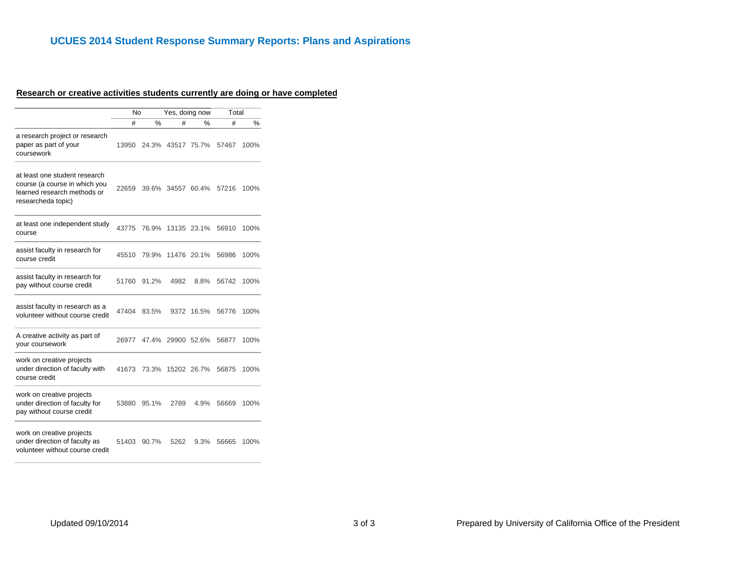# UCUES 2014 Student Response Summary Reports: Plans and Aspirations

## Research or creative activities students currently are doing or have completed

| | No | | Yes, doing now | | Total | |
|---|---|---|---|---|---|---|
| | # | % | # | % | # | % |
| a research project or research paper as part of your coursework | 13950 | 24.3% | 43517 | 75.7% | 57467 | 100% |
| at least one student research course (a course in which you learned research methods or researcheda topic) | 22659 | 39.6% | 34557 | 60.4% | 57216 | 100% |
| at least one independent study course | 43775 | 76.9% | 13135 | 23.1% | 56910 | 100% |
| assist faculty in research for course credit | 45510 | 79.9% | 11476 | 20.1% | 56986 | 100% |
| assist faculty in research for pay without course credit | 51760 | 91.2% | 4982 | 8.8% | 56742 | 100% |
| assist faculty in research as a volunteer without course credit | 47404 | 83.5% | 9372 | 16.5% | 56776 | 100% |
| A creative activity as part of your coursework | 26977 | 47.4% | 29900 | 52.6% | 56877 | 100% |
| work on creative projects under direction of faculty with course credit | 41673 | 73.3% | 15202 | 26.7% | 56875 | 100% |
| work on creative projects under direction of faculty for pay without course credit | 53880 | 95.1% | 2789 | 4.9% | 56669 | 100% |
| work on creative projects under direction of faculty as volunteer without course credit | 51403 | 90.7% | 5262 | 9.3% | 56665 | 100% |

Updated 09/10/2014

Prepared by University of California Office of the President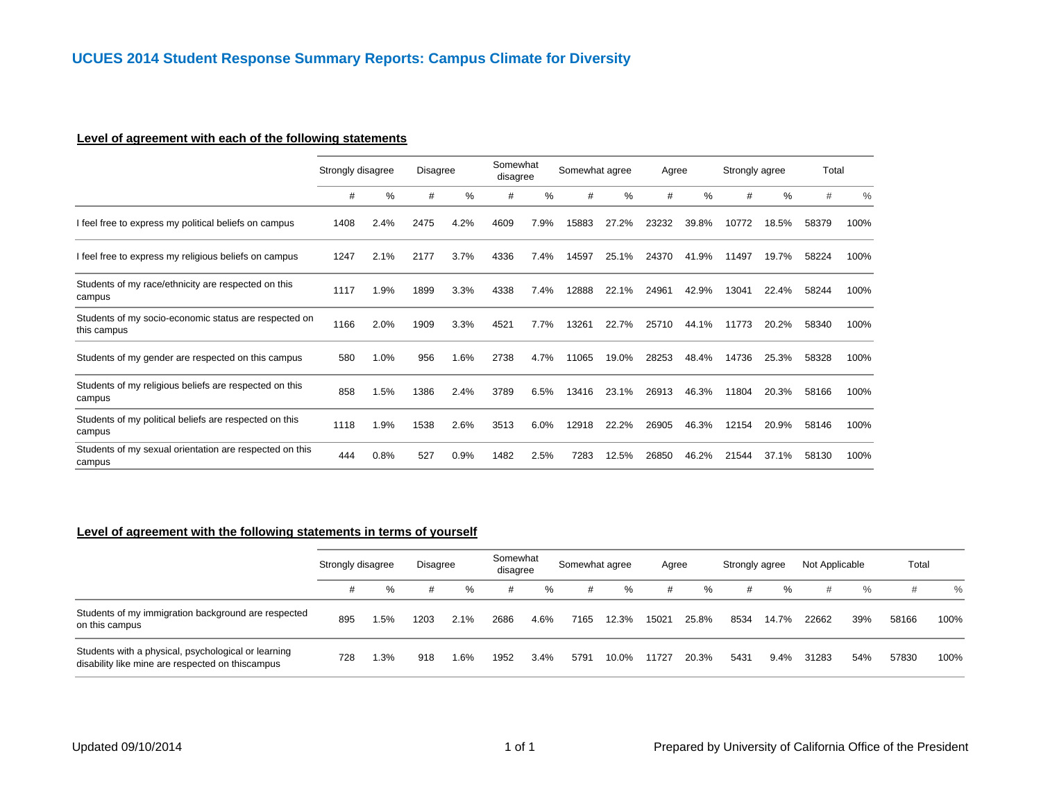# UCUES 2014 Student Response Summary Reports: Campus Climate for Diversity

## Level of agreement with each of the following statements

| | Strongly disagree | | Disagree | | Somewhat disagree | | Somewhat agree | | Agree | | Strongly agree | | Total | |
|---|---|---|---|---|---|---|---|---|---|---|---|---|---|---|
| | # | % | # | % | # | % | # | % | # | % | # | % | # | % |
| I feel free to express my political beliefs on campus | 1408 | 2.4% | 2475 | 4.2% | 4609 | 7.9% | 15883 | 27.2% | 23232 | 39.8% | 10772 | 18.5% | 58379 | 100% |
| I feel free to express my religious beliefs on campus | 1247 | 2.1% | 2177 | 3.7% | 4336 | 7.4% | 14597 | 25.1% | 24370 | 41.9% | 11497 | 19.7% | 58224 | 100% |
| Students of my race/ethnicity are respected on this campus | 1117 | 1.9% | 1899 | 3.3% | 4338 | 7.4% | 12888 | 22.1% | 24961 | 42.9% | 13041 | 22.4% | 58244 | 100% |
| Students of my socio-economic status are respected on this campus | 1166 | 2.0% | 1909 | 3.3% | 4521 | 7.7% | 13261 | 22.7% | 25710 | 44.1% | 11773 | 20.2% | 58340 | 100% |
| Students of my gender are respected on this campus | 580 | 1.0% | 956 | 1.6% | 2738 | 4.7% | 11065 | 19.0% | 28253 | 48.4% | 14736 | 25.3% | 58328 | 100% |
| Students of my religious beliefs are respected on this campus | 858 | 1.5% | 1386 | 2.4% | 3789 | 6.5% | 13416 | 23.1% | 26913 | 46.3% | 11804 | 20.3% | 58166 | 100% |
| Students of my political beliefs are respected on this campus | 1118 | 1.9% | 1538 | 2.6% | 3513 | 6.0% | 12918 | 22.2% | 26905 | 46.3% | 12154 | 20.9% | 58146 | 100% |
| Students of my sexual orientation are respected on this campus | 444 | 0.8% | 527 | 0.9% | 1482 | 2.5% | 7283 | 12.5% | 26850 | 46.2% | 21544 | 37.1% | 58130 | 100% |

## Level of agreement with the following statements in terms of yourself

| | Strongly disagree | | Disagree | | Somewhat disagree | | Somewhat agree | | Agree | | Strongly agree | | Not Applicable | | Total | |
|---|---|---|---|---|---|---|---|---|---|---|---|---|---|---|---|---|
| | # | % | # | % | # | % | # | % | # | % | # | % | # | % | # | % |
| Students of my immigration background are respected on this campus | 895 | 1.5% | 1203 | 2.1% | 2686 | 4.6% | 7165 | 12.3% | 15021 | 25.8% | 8534 | 14.7% | 22662 | 39% | 58166 | 100% |
| Students with a physical, psychological or learning disability like mine are respected on thiscampus | 728 | 1.3% | 918 | 1.6% | 1952 | 3.4% | 5791 | 10.0% | 11727 | 20.3% | 5431 | 9.4% | 31283 | 54% | 57830 | 100% |

Updated 09/10/2014

Prepared by University of California Office of the President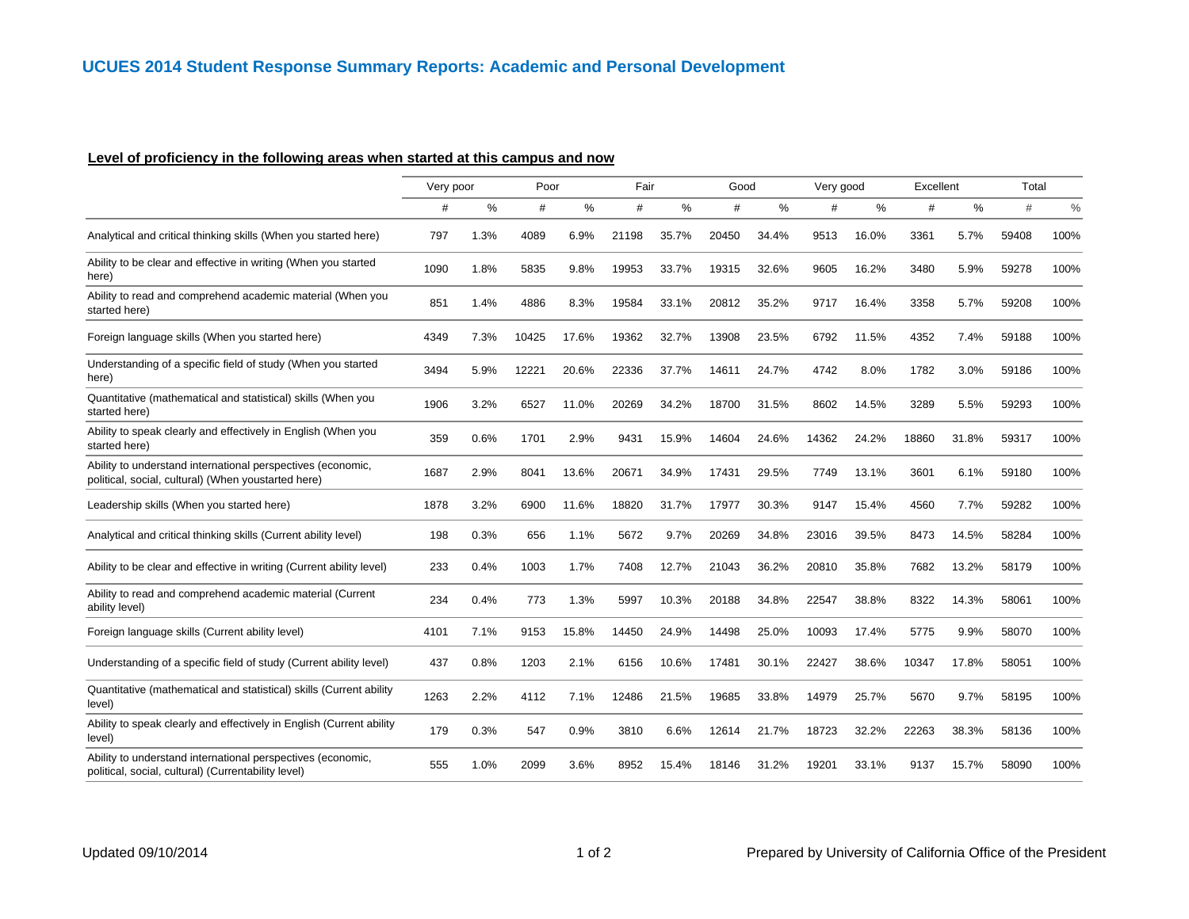# UCUES 2014 Student Response Summary Reports: Academic and Personal Development

**Level of proficiency in the following areas when started at this campus and now**

| | Very poor | | Poor | | Fair | | Good | | Very good | | Excellent | | Total | |
|---|---|---|---|---|---|---|---|---|---|---|---|---|---|---|
| | # | % | # | % | # | % | # | % | # | % | # | % | # | % |
| Analytical and critical thinking skills (When you started here) | 797 | 1.3% | 4089 | 6.9% | 21198 | 35.7% | 20450 | 34.4% | 9513 | 16.0% | 3361 | 5.7% | 59408 | 100% |
| Ability to be clear and effective in writing (When you started here) | 1090 | 1.8% | 5835 | 9.8% | 19953 | 33.7% | 19315 | 32.6% | 9605 | 16.2% | 3480 | 5.9% | 59278 | 100% |
| Ability to read and comprehend academic material (When you started here) | 851 | 1.4% | 4886 | 8.3% | 19584 | 33.1% | 20812 | 35.2% | 9717 | 16.4% | 3358 | 5.7% | 59208 | 100% |
| Foreign language skills (When you started here) | 4349 | 7.3% | 10425 | 17.6% | 19362 | 32.7% | 13908 | 23.5% | 6792 | 11.5% | 4352 | 7.4% | 59188 | 100% |
| Understanding of a specific field of study (When you started here) | 3494 | 5.9% | 12221 | 20.6% | 22336 | 37.7% | 14611 | 24.7% | 4742 | 8.0% | 1782 | 3.0% | 59186 | 100% |
| Quantitative (mathematical and statistical) skills (When you started here) | 1906 | 3.2% | 6527 | 11.0% | 20269 | 34.2% | 18700 | 31.5% | 8602 | 14.5% | 3289 | 5.5% | 59293 | 100% |
| Ability to speak clearly and effectively in English (When you started here) | 359 | 0.6% | 1701 | 2.9% | 9431 | 15.9% | 14604 | 24.6% | 14362 | 24.2% | 18860 | 31.8% | 59317 | 100% |
| Ability to understand international perspectives (economic, political, social, cultural) (When youstarted here) | 1687 | 2.9% | 8041 | 13.6% | 20671 | 34.9% | 17431 | 29.5% | 7749 | 13.1% | 3601 | 6.1% | 59180 | 100% |
| Leadership skills (When you started here) | 1878 | 3.2% | 6900 | 11.6% | 18820 | 31.7% | 17977 | 30.3% | 9147 | 15.4% | 4560 | 7.7% | 59282 | 100% |
| Analytical and critical thinking skills (Current ability level) | 198 | 0.3% | 656 | 1.1% | 5672 | 9.7% | 20269 | 34.8% | 23016 | 39.5% | 8473 | 14.5% | 58284 | 100% |
| Ability to be clear and effective in writing (Current ability level) | 233 | 0.4% | 1003 | 1.7% | 7408 | 12.7% | 21043 | 36.2% | 20810 | 35.8% | 7682 | 13.2% | 58179 | 100% |
| Ability to read and comprehend academic material (Current ability level) | 234 | 0.4% | 773 | 1.3% | 5997 | 10.3% | 20188 | 34.8% | 22547 | 38.8% | 8322 | 14.3% | 58061 | 100% |
| Foreign language skills (Current ability level) | 4101 | 7.1% | 9153 | 15.8% | 14450 | 24.9% | 14498 | 25.0% | 10093 | 17.4% | 5775 | 9.9% | 58070 | 100% |
| Understanding of a specific field of study (Current ability level) | 437 | 0.8% | 1203 | 2.1% | 6156 | 10.6% | 17481 | 30.1% | 22427 | 38.6% | 10347 | 17.8% | 58051 | 100% |
| Quantitative (mathematical and statistical) skills (Current ability level) | 1263 | 2.2% | 4112 | 7.1% | 12486 | 21.5% | 19685 | 33.8% | 14979 | 25.7% | 5670 | 9.7% | 58195 | 100% |
| Ability to speak clearly and effectively in English (Current ability level) | 179 | 0.3% | 547 | 0.9% | 3810 | 6.6% | 12614 | 21.7% | 18723 | 32.2% | 22263 | 38.3% | 58136 | 100% |
| Ability to understand international perspectives (economic, political, social, cultural) (Currentability level) | 555 | 1.0% | 2099 | 3.6% | 8952 | 15.4% | 18146 | 31.2% | 19201 | 33.1% | 9137 | 15.7% | 58090 | 100% |

Updated 09/10/2014

Prepared by University of California Office of the President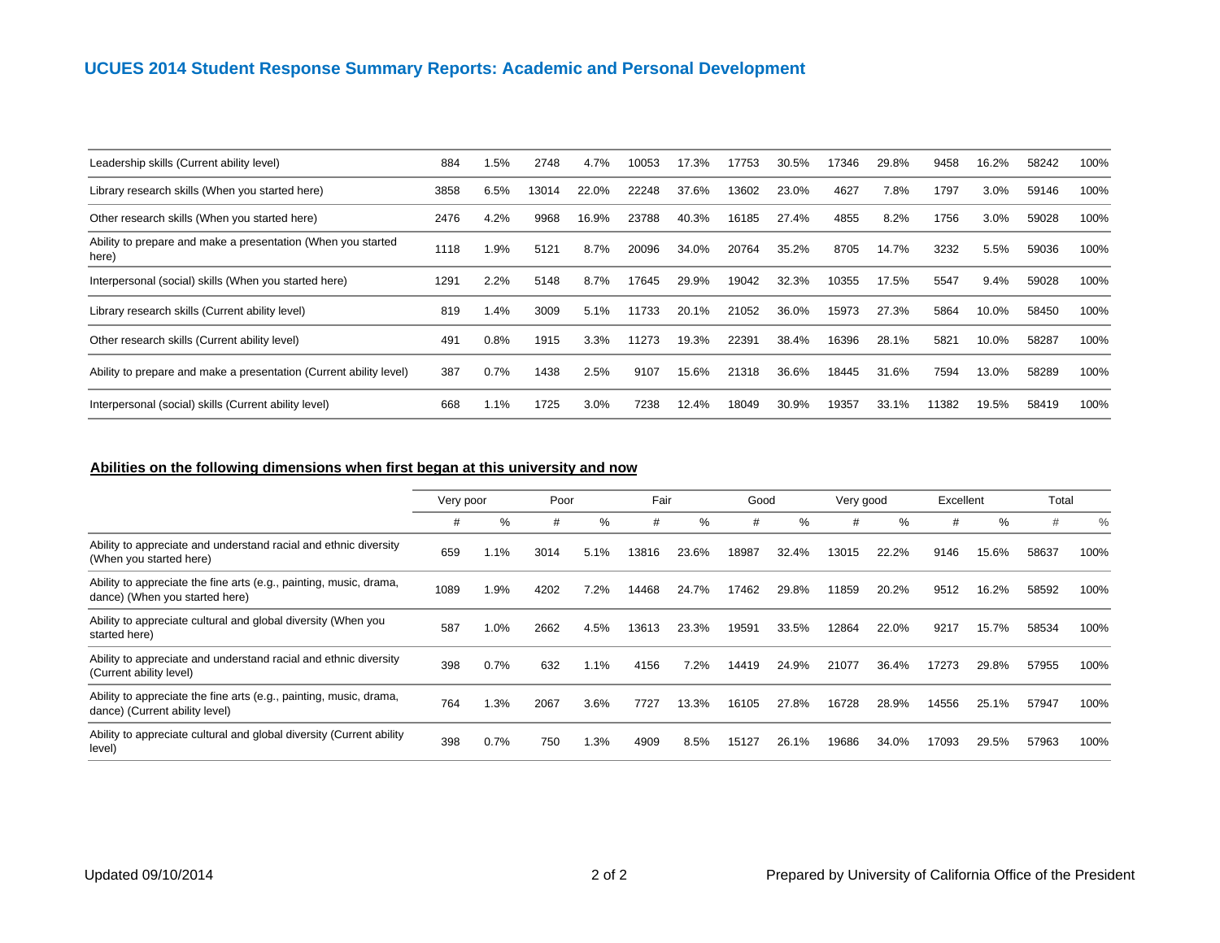## UCUES 2014 Student Response Summary Reports: Academic and Personal Development

| | | | | | | | | | | | | | | |
|---|---|---|---|---|---|---|---|---|---|---|---|---|---|---|
| Leadership skills (Current ability level) | 884 | 1.5% | 2748 | 4.7% | 10053 | 17.3% | 17753 | 30.5% | 17346 | 29.8% | 9458 | 16.2% | 58242 | 100% |
| Library research skills (When you started here) | 3858 | 6.5% | 13014 | 22.0% | 22248 | 37.6% | 13602 | 23.0% | 4627 | 7.8% | 1797 | 3.0% | 59146 | 100% |
| Other research skills (When you started here) | 2476 | 4.2% | 9968 | 16.9% | 23788 | 40.3% | 16185 | 27.4% | 4855 | 8.2% | 1756 | 3.0% | 59028 | 100% |
| Ability to prepare and make a presentation (When you started here) | 1118 | 1.9% | 5121 | 8.7% | 20096 | 34.0% | 20764 | 35.2% | 8705 | 14.7% | 3232 | 5.5% | 59036 | 100% |
| Interpersonal (social) skills (When you started here) | 1291 | 2.2% | 5148 | 8.7% | 17645 | 29.9% | 19042 | 32.3% | 10355 | 17.5% | 5547 | 9.4% | 59028 | 100% |
| Library research skills (Current ability level) | 819 | 1.4% | 3009 | 5.1% | 11733 | 20.1% | 21052 | 36.0% | 15973 | 27.3% | 5864 | 10.0% | 58450 | 100% |
| Other research skills (Current ability level) | 491 | 0.8% | 1915 | 3.3% | 11273 | 19.3% | 22391 | 38.4% | 16396 | 28.1% | 5821 | 10.0% | 58287 | 100% |
| Ability to prepare and make a presentation (Current ability level) | 387 | 0.7% | 1438 | 2.5% | 9107 | 15.6% | 21318 | 36.6% | 18445 | 31.6% | 7594 | 13.0% | 58289 | 100% |
| Interpersonal (social) skills (Current ability level) | 668 | 1.1% | 1725 | 3.0% | 7238 | 12.4% | 18049 | 30.9% | 19357 | 33.1% | 11382 | 19.5% | 58419 | 100% |

### Abilities on the following dimensions when first began at this university and now

| | Very poor | | Poor | | Fair | | Good | | Very good | | Excellent | | Total | |
|---|---|---|---|---|---|---|---|---|---|---|---|---|---|---|
| | # | % | # | % | # | % | # | % | # | % | # | % | # | % |
| Ability to appreciate and understand racial and ethnic diversity (When you started here) | 659 | 1.1% | 3014 | 5.1% | 13816 | 23.6% | 18987 | 32.4% | 13015 | 22.2% | 9146 | 15.6% | 58637 | 100% |
| Ability to appreciate the fine arts (e.g., painting, music, drama, dance) (When you started here) | 1089 | 1.9% | 4202 | 7.2% | 14468 | 24.7% | 17462 | 29.8% | 11859 | 20.2% | 9512 | 16.2% | 58592 | 100% |
| Ability to appreciate cultural and global diversity (When you started here) | 587 | 1.0% | 2662 | 4.5% | 13613 | 23.3% | 19591 | 33.5% | 12864 | 22.0% | 9217 | 15.7% | 58534 | 100% |
| Ability to appreciate and understand racial and ethnic diversity (Current ability level) | 398 | 0.7% | 632 | 1.1% | 4156 | 7.2% | 14419 | 24.9% | 21077 | 36.4% | 17273 | 29.8% | 57955 | 100% |
| Ability to appreciate the fine arts (e.g., painting, music, drama, dance) (Current ability level) | 764 | 1.3% | 2067 | 3.6% | 7727 | 13.3% | 16105 | 27.8% | 16728 | 28.9% | 14556 | 25.1% | 57947 | 100% |
| Ability to appreciate cultural and global diversity (Current ability level) | 398 | 0.7% | 750 | 1.3% | 4909 | 8.5% | 15127 | 26.1% | 19686 | 34.0% | 17093 | 29.5% | 57963 | 100% |

Updated 09/10/2014

Prepared by University of California Office of the President